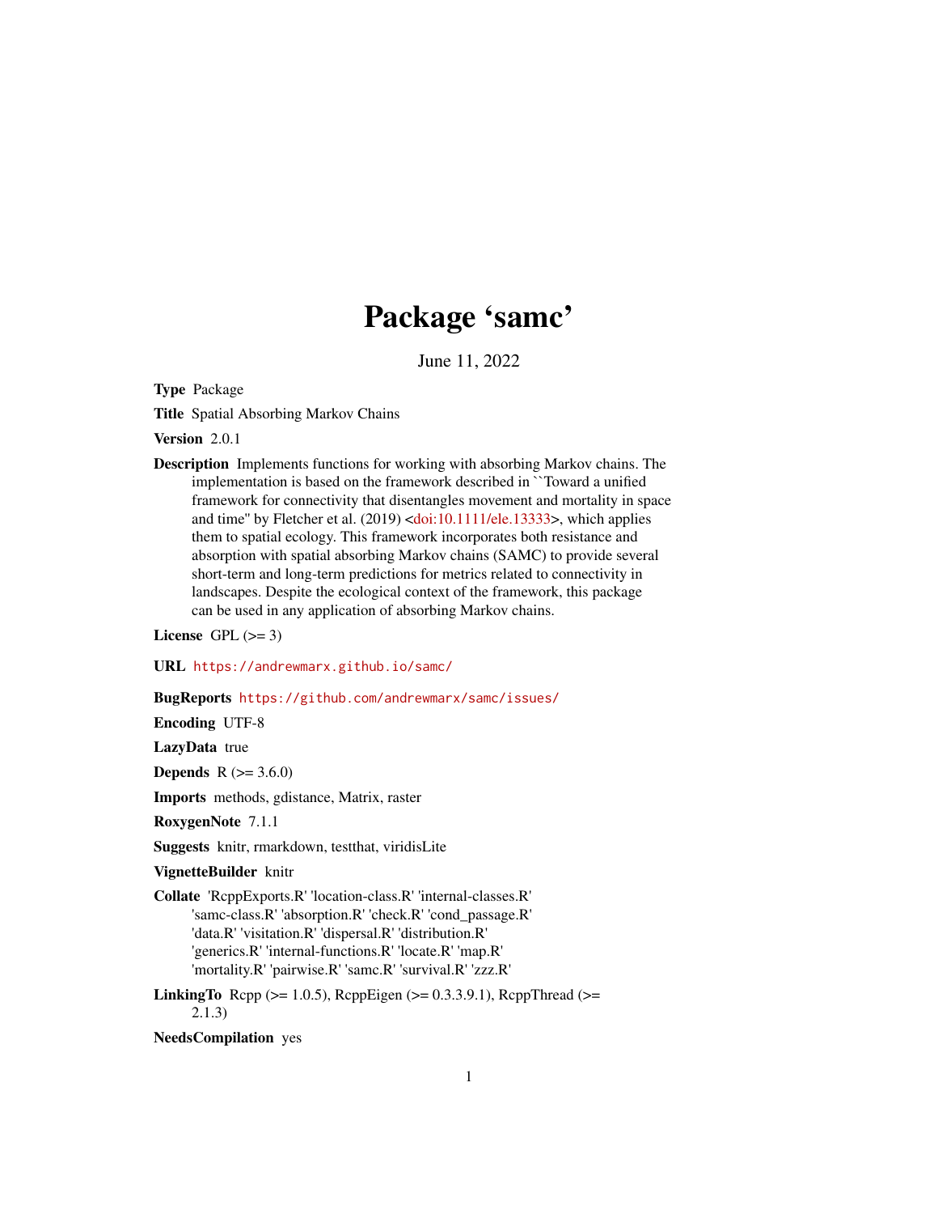# Package 'samc'

June 11, 2022

**Type** Package

**Title** Spatial Absorbing Markov Chains

**Version** 2.0.1

**Description** Implements functions for working with absorbing Markov chains. The implementation is based on the framework described in ``Toward a unified framework for connectivity that disentangles movement and mortality in space and time'' by Fletcher et al. (2019) <doi:10.1111/ele.13333>, which applies them to spatial ecology. This framework incorporates both resistance and absorption with spatial absorbing Markov chains (SAMC) to provide several short-term and long-term predictions for metrics related to connectivity in landscapes. Despite the ecological context of the framework, this package can be used in any application of absorbing Markov chains.

**License** GPL (>= 3)

**URL** https://andrewmarx.github.io/samc/

**BugReports** https://github.com/andrewmarx/samc/issues/

**Encoding** UTF-8

**LazyData** true

**Depends** R (>= 3.6.0)

**Imports** methods, gdistance, Matrix, raster

**RoxygenNote** 7.1.1

**Suggests** knitr, rmarkdown, testthat, viridisLite

**VignetteBuilder** knitr

**Collate** 'RcppExports.R' 'location-class.R' 'internal-classes.R' 'samc-class.R' 'absorption.R' 'check.R' 'cond_passage.R' 'data.R' 'visitation.R' 'dispersal.R' 'distribution.R' 'generics.R' 'internal-functions.R' 'locate.R' 'map.R' 'mortality.R' 'pairwise.R' 'samc.R' 'survival.R' 'zzz.R'

**LinkingTo** Rcpp (>= 1.0.5), RcppEigen (>= 0.3.3.9.1), RcppThread (>= 2.1.3)

**NeedsCompilation** yes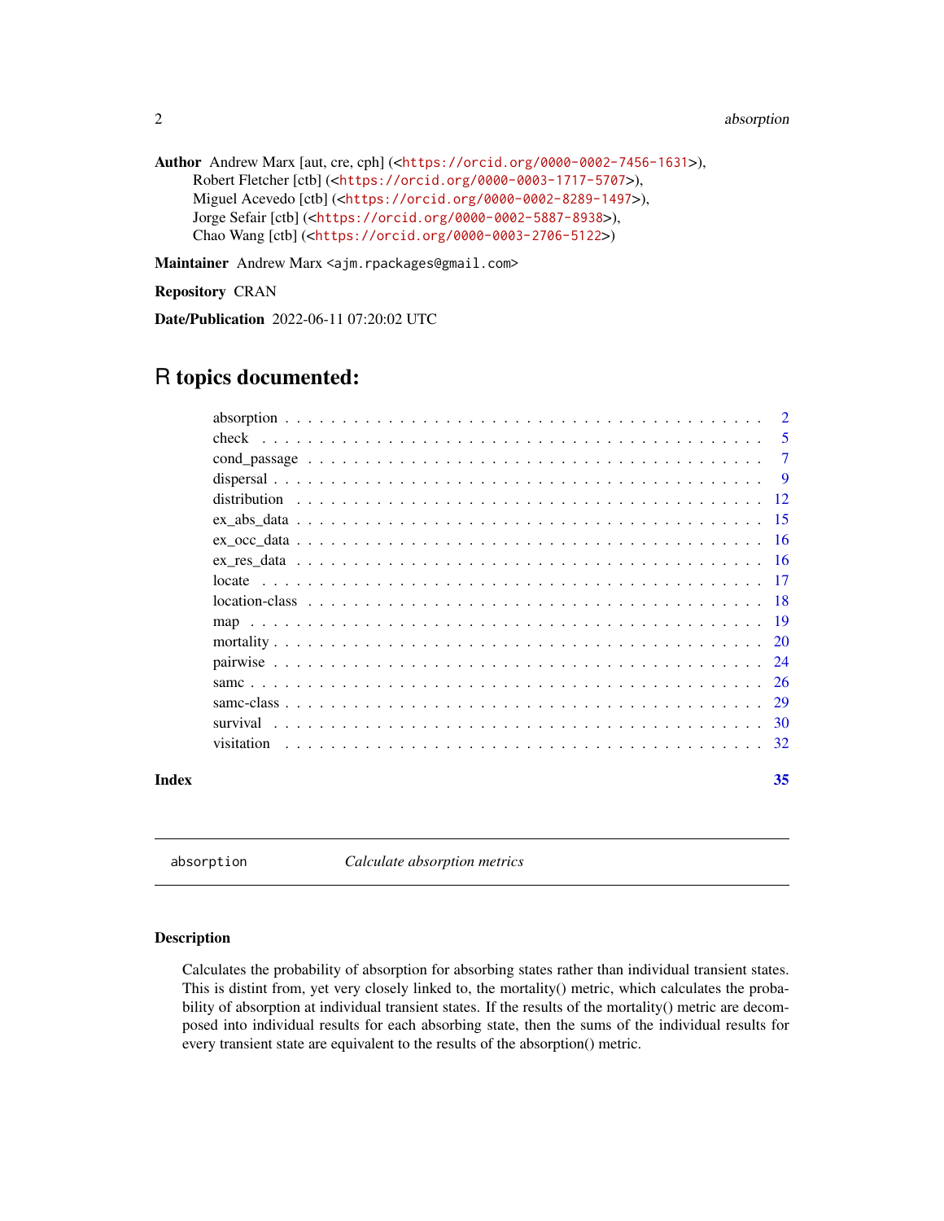**Author** Andrew Marx [aut, cre, cph] (<https://orcid.org/0000-0002-7456-1631>), Robert Fletcher [ctb] (<https://orcid.org/0000-0003-1717-5707>), Miguel Acevedo [ctb] (<https://orcid.org/0000-0002-8289-1497>), Jorge Sefair [ctb] (<https://orcid.org/0000-0002-5887-8938>), Chao Wang [ctb] (<https://orcid.org/0000-0003-2706-5122>)

**Maintainer** Andrew Marx <ajm.rpackages@gmail.com>

**Repository** CRAN

**Date/Publication** 2022-06-11 07:20:02 UTC

# R topics documented:

| | |
|---|---|
| absorption | 2 |
| check | 5 |
| cond_passage | 7 |
| dispersal | 9 |
| distribution | 12 |
| ex_abs_data | 15 |
| ex_occ_data | 16 |
| ex_res_data | 16 |
| locate | 17 |
| location-class | 18 |
| map | 19 |
| mortality | 20 |
| pairwise | 24 |
| samc | 26 |
| samc-class | 29 |
| survival | 30 |
| visitation | 32 |
| **Index** | **35** |

---

`absorption` *Calculate absorption metrics*

---

## Description

Calculates the probability of absorption for absorbing states rather than individual transient states. This is distint from, yet very closely linked to, the mortality() metric, which calculates the probability of absorption at individual transient states. If the results of the mortality() metric are decomposed into individual results for each absorbing state, then the sums of the individual results for every transient state are equivalent to the results of the absorption() metric.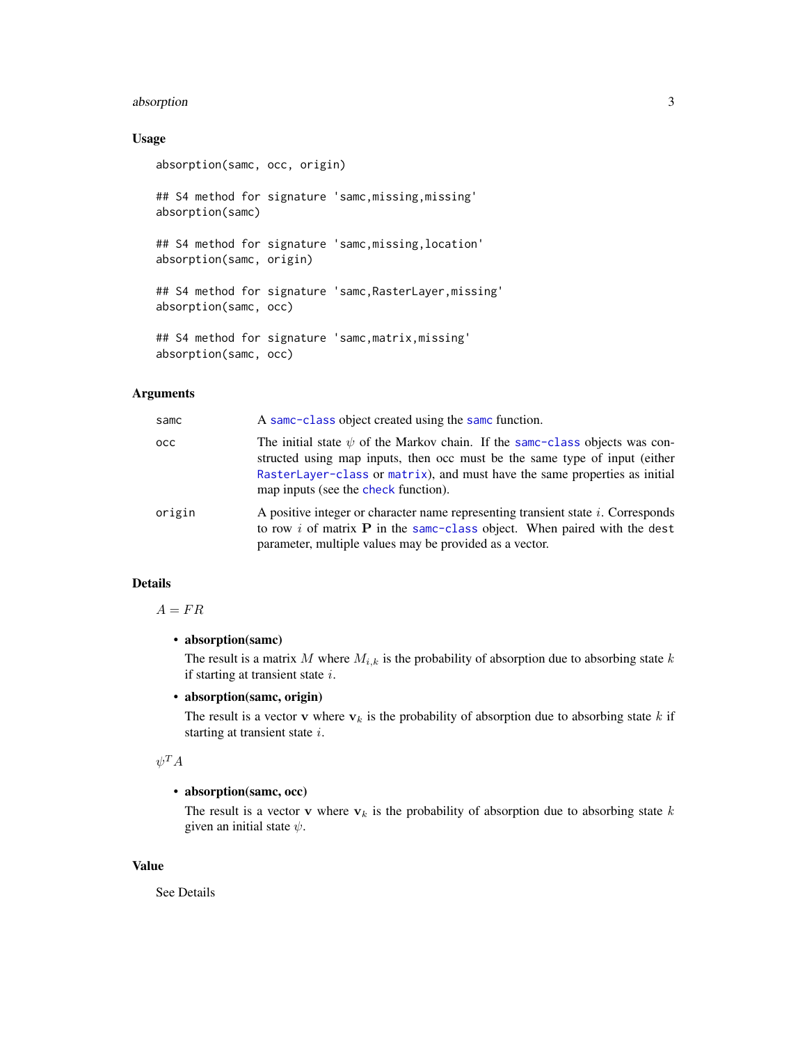### Usage

```
absorption(samc, occ, origin)

## S4 method for signature 'samc,missing,missing'
absorption(samc)

## S4 method for signature 'samc,missing,location'
absorption(samc, origin)

## S4 method for signature 'samc,RasterLayer,missing'
absorption(samc, occ)

## S4 method for signature 'samc,matrix,missing'
absorption(samc, occ)
```

### Arguments

| | |
|---|---|
| samc | A samc-class object created using the samc function. |
| occ | The initial state $\psi$ of the Markov chain. If the samc-class objects was constructed using map inputs, then occ must be the same type of input (either RasterLayer-class or matrix), and must have the same properties as initial map inputs (see the check function). |
| origin | A positive integer or character name representing transient state $i$. Corresponds to row $i$ of matrix $\mathbf{P}$ in the samc-class object. When paired with the dest parameter, multiple values may be provided as a vector. |

### Details

$A = FR$

- **absorption(samc)**

  The result is a matrix $M$ where $M_{i,k}$ is the probability of absorption due to absorbing state $k$ if starting at transient state $i$.

- **absorption(samc, origin)**

  The result is a vector $\mathbf{v}$ where $\mathbf{v}_k$ is the probability of absorption due to absorbing state $k$ if starting at transient state $i$.

$\psi^T A$

- **absorption(samc, occ)**

  The result is a vector $\mathbf{v}$ where $\mathbf{v}_k$ is the probability of absorption due to absorbing state $k$ given an initial state $\psi$.

### Value

See Details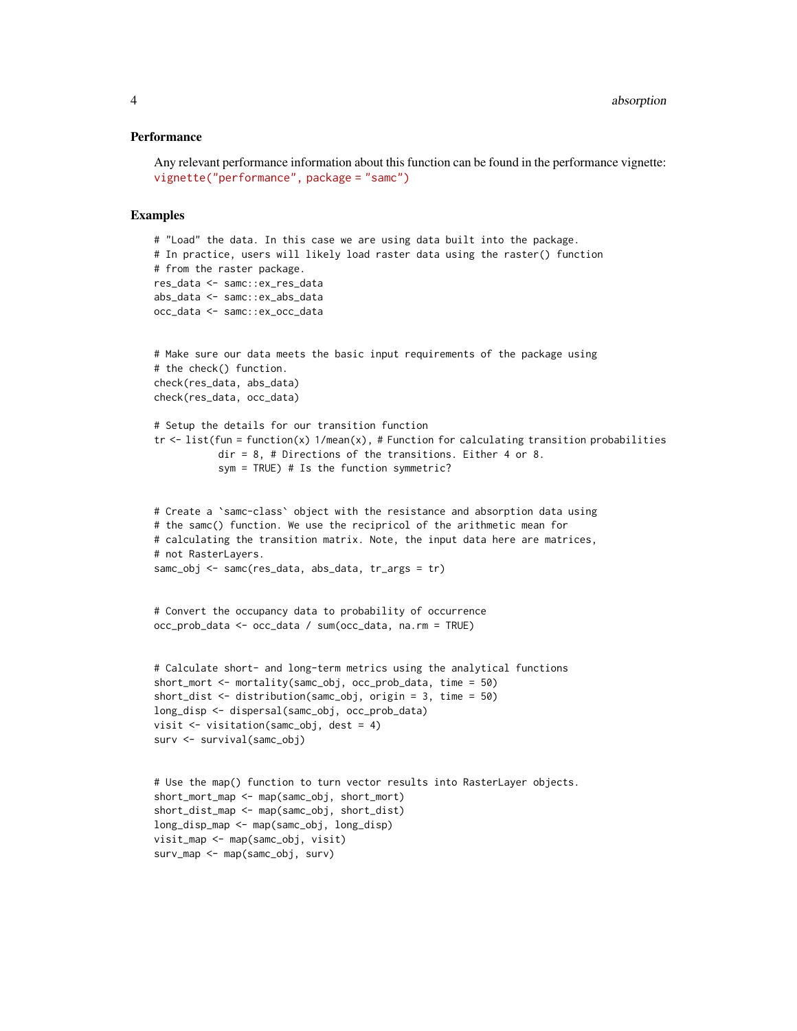### Performance

Any relevant performance information about this function can be found in the performance vignette: `vignette("performance", package = "samc")`

### Examples

```
# "Load" the data. In this case we are using data built into the package.
# In practice, users will likely load raster data using the raster() function
# from the raster package.
res_data <- samc::ex_res_data
abs_data <- samc::ex_abs_data
occ_data <- samc::ex_occ_data


# Make sure our data meets the basic input requirements of the package using
# the check() function.
check(res_data, abs_data)
check(res_data, occ_data)

# Setup the details for our transition function
tr <- list(fun = function(x) 1/mean(x), # Function for calculating transition probabilities
           dir = 8, # Directions of the transitions. Either 4 or 8.
           sym = TRUE) # Is the function symmetric?


# Create a `samc-class` object with the resistance and absorption data using
# the samc() function. We use the recipricol of the arithmetic mean for
# calculating the transition matrix. Note, the input data here are matrices,
# not RasterLayers.
samc_obj <- samc(res_data, abs_data, tr_args = tr)


# Convert the occupancy data to probability of occurrence
occ_prob_data <- occ_data / sum(occ_data, na.rm = TRUE)


# Calculate short- and long-term metrics using the analytical functions
short_mort <- mortality(samc_obj, occ_prob_data, time = 50)
short_dist <- distribution(samc_obj, origin = 3, time = 50)
long_disp <- dispersal(samc_obj, occ_prob_data)
visit <- visitation(samc_obj, dest = 4)
surv <- survival(samc_obj)


# Use the map() function to turn vector results into RasterLayer objects.
short_mort_map <- map(samc_obj, short_mort)
short_dist_map <- map(samc_obj, short_dist)
long_disp_map <- map(samc_obj, long_disp)
visit_map <- map(samc_obj, visit)
surv_map <- map(samc_obj, surv)
```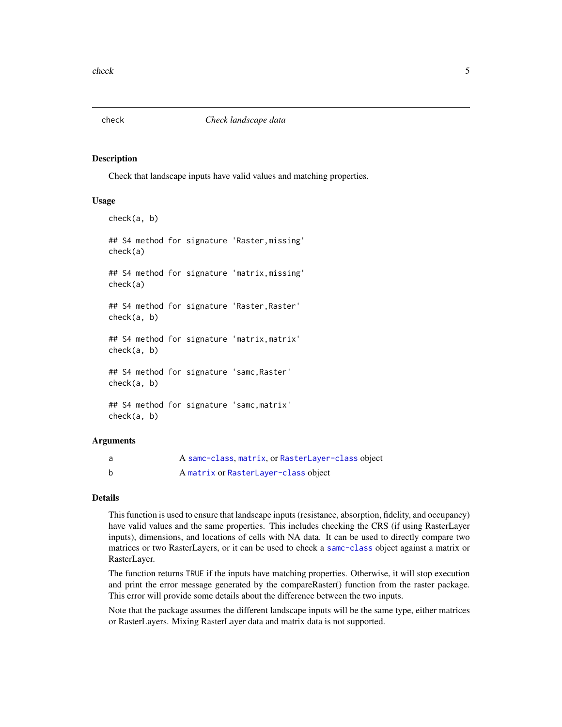# check — *Check landscape data*

## Description

Check that landscape inputs have valid values and matching properties.

## Usage

```
check(a, b)

## S4 method for signature 'Raster,missing'
check(a)

## S4 method for signature 'matrix,missing'
check(a)

## S4 method for signature 'Raster,Raster'
check(a, b)

## S4 method for signature 'matrix,matrix'
check(a, b)

## S4 method for signature 'samc,Raster'
check(a, b)

## S4 method for signature 'samc,matrix'
check(a, b)
```

## Arguments

| | |
|---|---|
| a | A samc-class, matrix, or RasterLayer-class object |
| b | A matrix or RasterLayer-class object |

## Details

This function is used to ensure that landscape inputs (resistance, absorption, fidelity, and occupancy) have valid values and the same properties. This includes checking the CRS (if using RasterLayer inputs), dimensions, and locations of cells with NA data. It can be used to directly compare two matrices or two RasterLayers, or it can be used to check a samc-class object against a matrix or RasterLayer.

The function returns `TRUE` if the inputs have matching properties. Otherwise, it will stop execution and print the error message generated by the compareRaster() function from the raster package. This error will provide some details about the difference between the two inputs.

Note that the package assumes the different landscape inputs will be the same type, either matrices or RasterLayers. Mixing RasterLayer data and matrix data is not supported.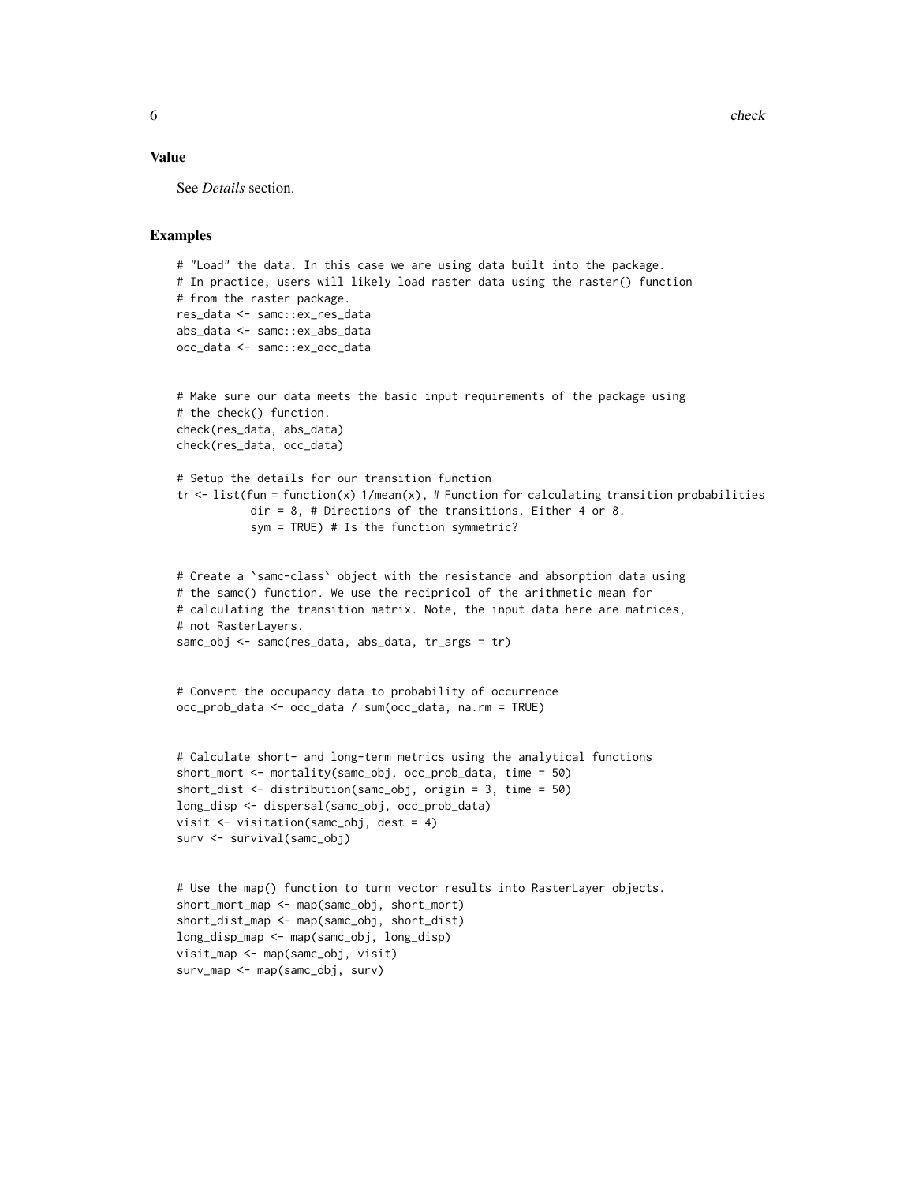## Value

See *Details* section.

## Examples

```
# "Load" the data. In this case we are using data built into the package.
# In practice, users will likely load raster data using the raster() function
# from the raster package.
res_data <- samc::ex_res_data
abs_data <- samc::ex_abs_data
occ_data <- samc::ex_occ_data


# Make sure our data meets the basic input requirements of the package using
# the check() function.
check(res_data, abs_data)
check(res_data, occ_data)

# Setup the details for our transition function
tr <- list(fun = function(x) 1/mean(x), # Function for calculating transition probabilities
           dir = 8, # Directions of the transitions. Either 4 or 8.
           sym = TRUE) # Is the function symmetric?


# Create a `samc-class` object with the resistance and absorption data using
# the samc() function. We use the recipricol of the arithmetic mean for
# calculating the transition matrix. Note, the input data here are matrices,
# not RasterLayers.
samc_obj <- samc(res_data, abs_data, tr_args = tr)


# Convert the occupancy data to probability of occurrence
occ_prob_data <- occ_data / sum(occ_data, na.rm = TRUE)


# Calculate short- and long-term metrics using the analytical functions
short_mort <- mortality(samc_obj, occ_prob_data, time = 50)
short_dist <- distribution(samc_obj, origin = 3, time = 50)
long_disp <- dispersal(samc_obj, occ_prob_data)
visit <- visitation(samc_obj, dest = 4)
surv <- survival(samc_obj)


# Use the map() function to turn vector results into RasterLayer objects.
short_mort_map <- map(samc_obj, short_mort)
short_dist_map <- map(samc_obj, short_dist)
long_disp_map <- map(samc_obj, long_disp)
visit_map <- map(samc_obj, visit)
surv_map <- map(samc_obj, surv)
```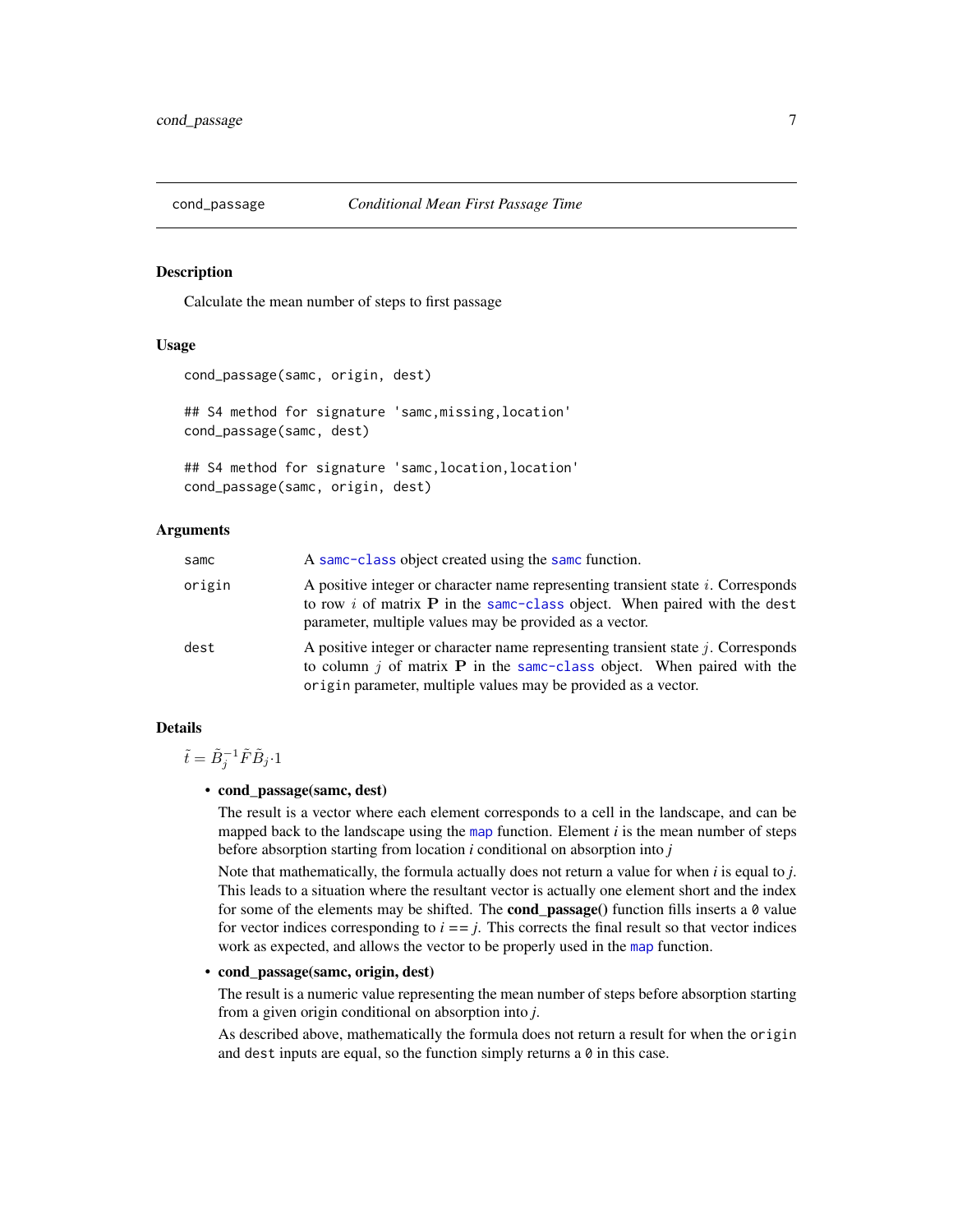## cond_passage *Conditional Mean First Passage Time*

### Description

Calculate the mean number of steps to first passage

### Usage

```
cond_passage(samc, origin, dest)

## S4 method for signature 'samc,missing,location'
cond_passage(samc, dest)

## S4 method for signature 'samc,location,location'
cond_passage(samc, origin, dest)
```

### Arguments

| | |
|---|---|
| samc | A samc-class object created using the samc function. |
| origin | A positive integer or character name representing transient state $i$. Corresponds to row $i$ of matrix $\mathbf{P}$ in the samc-class object. When paired with the dest parameter, multiple values may be provided as a vector. |
| dest | A positive integer or character name representing transient state $j$. Corresponds to column $j$ of matrix $\mathbf{P}$ in the samc-class object. When paired with the origin parameter, multiple values may be provided as a vector. |

### Details

$\tilde{t} = \tilde{B}_j^{-1}\tilde{F}\tilde{B}_j \cdot 1$

- **cond_passage(samc, dest)**

  The result is a vector where each element corresponds to a cell in the landscape, and can be mapped back to the landscape using the map function. Element *i* is the mean number of steps before absorption starting from location *i* conditional on absorption into *j*

  Note that mathematically, the formula actually does not return a value for when *i* is equal to *j*. This leads to a situation where the resultant vector is actually one element short and the index for some of the elements may be shifted. The **cond_passage()** function fills inserts a `0` value for vector indices corresponding to *i* == *j*. This corrects the final result so that vector indices work as expected, and allows the vector to be properly used in the map function.

- **cond_passage(samc, origin, dest)**

  The result is a numeric value representing the mean number of steps before absorption starting from a given origin conditional on absorption into *j*.

  As described above, mathematically the formula does not return a result for when the `origin` and `dest` inputs are equal, so the function simply returns a `0` in this case.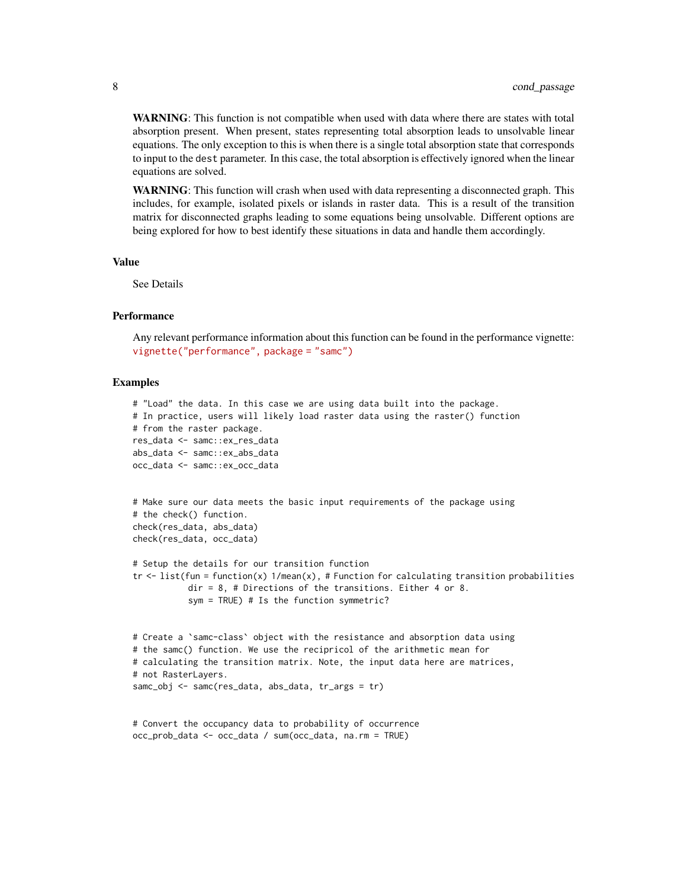**WARNING**: This function is not compatible when used with data where there are states with total absorption present. When present, states representing total absorption leads to unsolvable linear equations. The only exception to this is when there is a single total absorption state that corresponds to input to the `dest` parameter. In this case, the total absorption is effectively ignored when the linear equations are solved.

**WARNING**: This function will crash when used with data representing a disconnected graph. This includes, for example, isolated pixels or islands in raster data. This is a result of the transition matrix for disconnected graphs leading to some equations being unsolvable. Different options are being explored for how to best identify these situations in data and handle them accordingly.

### Value

See Details

### Performance

Any relevant performance information about this function can be found in the performance vignette: `vignette("performance", package = "samc")`

### Examples

```
# "Load" the data. In this case we are using data built into the package.
# In practice, users will likely load raster data using the raster() function
# from the raster package.
res_data <- samc::ex_res_data
abs_data <- samc::ex_abs_data
occ_data <- samc::ex_occ_data


# Make sure our data meets the basic input requirements of the package using
# the check() function.
check(res_data, abs_data)
check(res_data, occ_data)

# Setup the details for our transition function
tr <- list(fun = function(x) 1/mean(x), # Function for calculating transition probabilities
           dir = 8, # Directions of the transitions. Either 4 or 8.
           sym = TRUE) # Is the function symmetric?


# Create a `samc-class` object with the resistance and absorption data using
# the samc() function. We use the recipricol of the arithmetic mean for
# calculating the transition matrix. Note, the input data here are matrices,
# not RasterLayers.
samc_obj <- samc(res_data, abs_data, tr_args = tr)


# Convert the occupancy data to probability of occurrence
occ_prob_data <- occ_data / sum(occ_data, na.rm = TRUE)
```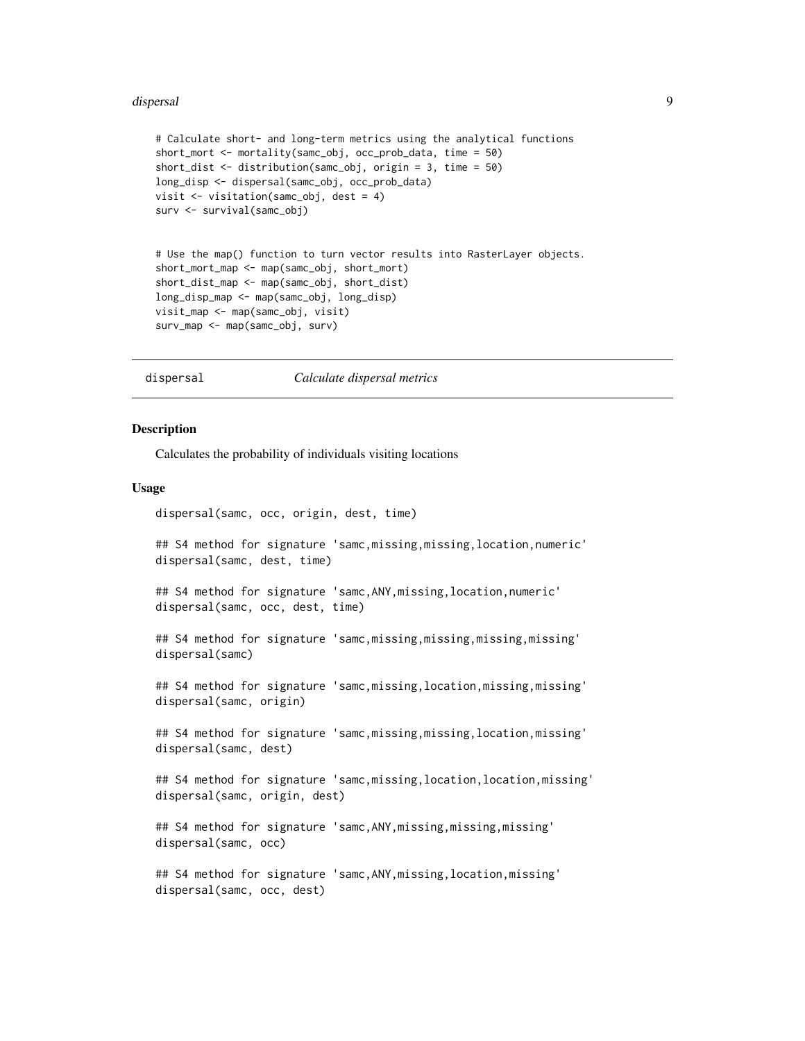```
# Calculate short- and long-term metrics using the analytical functions
short_mort <- mortality(samc_obj, occ_prob_data, time = 50)
short_dist <- distribution(samc_obj, origin = 3, time = 50)
long_disp <- dispersal(samc_obj, occ_prob_data)
visit <- visitation(samc_obj, dest = 4)
surv <- survival(samc_obj)


# Use the map() function to turn vector results into RasterLayer objects.
short_mort_map <- map(samc_obj, short_mort)
short_dist_map <- map(samc_obj, short_dist)
long_disp_map <- map(samc_obj, long_disp)
visit_map <- map(samc_obj, visit)
surv_map <- map(samc_obj, surv)
```

---

## dispersal — *Calculate dispersal metrics*

---

### Description

Calculates the probability of individuals visiting locations

### Usage

```
dispersal(samc, occ, origin, dest, time)

## S4 method for signature 'samc,missing,missing,location,numeric'
dispersal(samc, dest, time)

## S4 method for signature 'samc,ANY,missing,location,numeric'
dispersal(samc, occ, dest, time)

## S4 method for signature 'samc,missing,missing,missing,missing'
dispersal(samc)

## S4 method for signature 'samc,missing,location,missing,missing'
dispersal(samc, origin)

## S4 method for signature 'samc,missing,missing,location,missing'
dispersal(samc, dest)

## S4 method for signature 'samc,missing,location,location,missing'
dispersal(samc, origin, dest)

## S4 method for signature 'samc,ANY,missing,missing,missing'
dispersal(samc, occ)

## S4 method for signature 'samc,ANY,missing,location,missing'
dispersal(samc, occ, dest)
```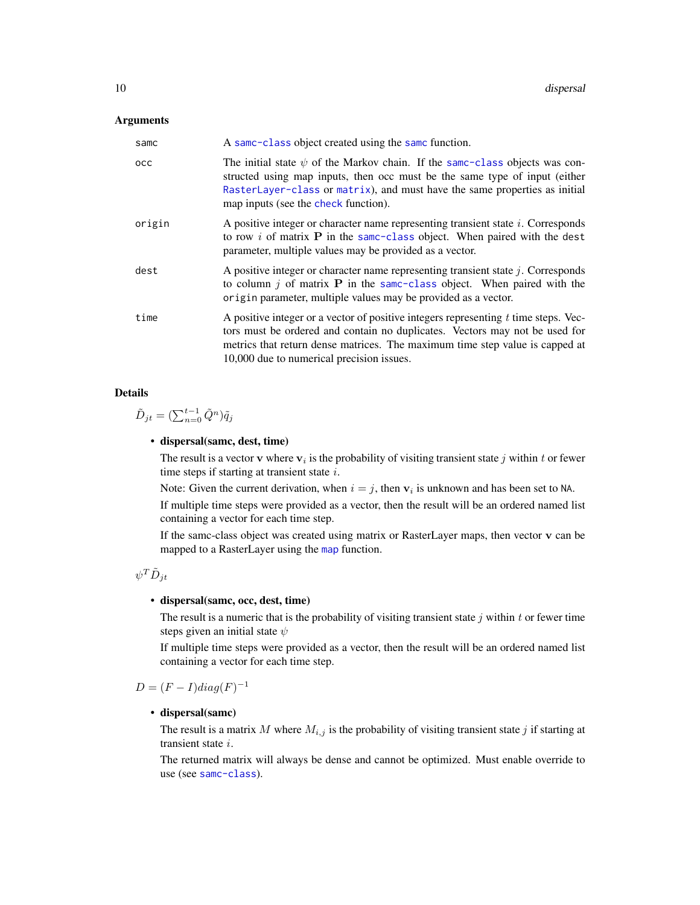## Arguments

| | |
|---|---|
| samc | A samc-class object created using the samc function. |
| occ | The initial state $\psi$ of the Markov chain. If the samc-class objects was constructed using map inputs, then occ must be the same type of input (either RasterLayer-class or matrix), and must have the same properties as initial map inputs (see the check function). |
| origin | A positive integer or character name representing transient state $i$. Corresponds to row $i$ of matrix $\mathbf{P}$ in the samc-class object. When paired with the dest parameter, multiple values may be provided as a vector. |
| dest | A positive integer or character name representing transient state $j$. Corresponds to column $j$ of matrix $\mathbf{P}$ in the samc-class object. When paired with the origin parameter, multiple values may be provided as a vector. |
| time | A positive integer or a vector of positive integers representing $t$ time steps. Vectors must be ordered and contain no duplicates. Vectors may not be used for metrics that return dense matrices. The maximum time step value is capped at 10,000 due to numerical precision issues. |

## Details

$\tilde{D}_{jt} = (\sum_{n=0}^{t-1} \tilde{Q}^n)\tilde{q}_j$

- **dispersal(samc, dest, time)**

  The result is a vector $\mathbf{v}$ where $\mathbf{v}_i$ is the probability of visiting transient state $j$ within $t$ or fewer time steps if starting at transient state $i$.

  Note: Given the current derivation, when $i = j$, then $\mathbf{v}_i$ is unknown and has been set to NA.

  If multiple time steps were provided as a vector, then the result will be an ordered named list containing a vector for each time step.

  If the samc-class object was created using matrix or RasterLayer maps, then vector $\mathbf{v}$ can be mapped to a RasterLayer using the map function.

$\psi^T \tilde{D}_{jt}$

- **dispersal(samc, occ, dest, time)**

  The result is a numeric that is the probability of visiting transient state $j$ within $t$ or fewer time steps given an initial state $\psi$

  If multiple time steps were provided as a vector, then the result will be an ordered named list containing a vector for each time step.

$D = (F - I)diag(F)^{-1}$

- **dispersal(samc)**

  The result is a matrix $M$ where $M_{i,j}$ is the probability of visiting transient state $j$ if starting at transient state $i$.

  The returned matrix will always be dense and cannot be optimized. Must enable override to use (see samc-class).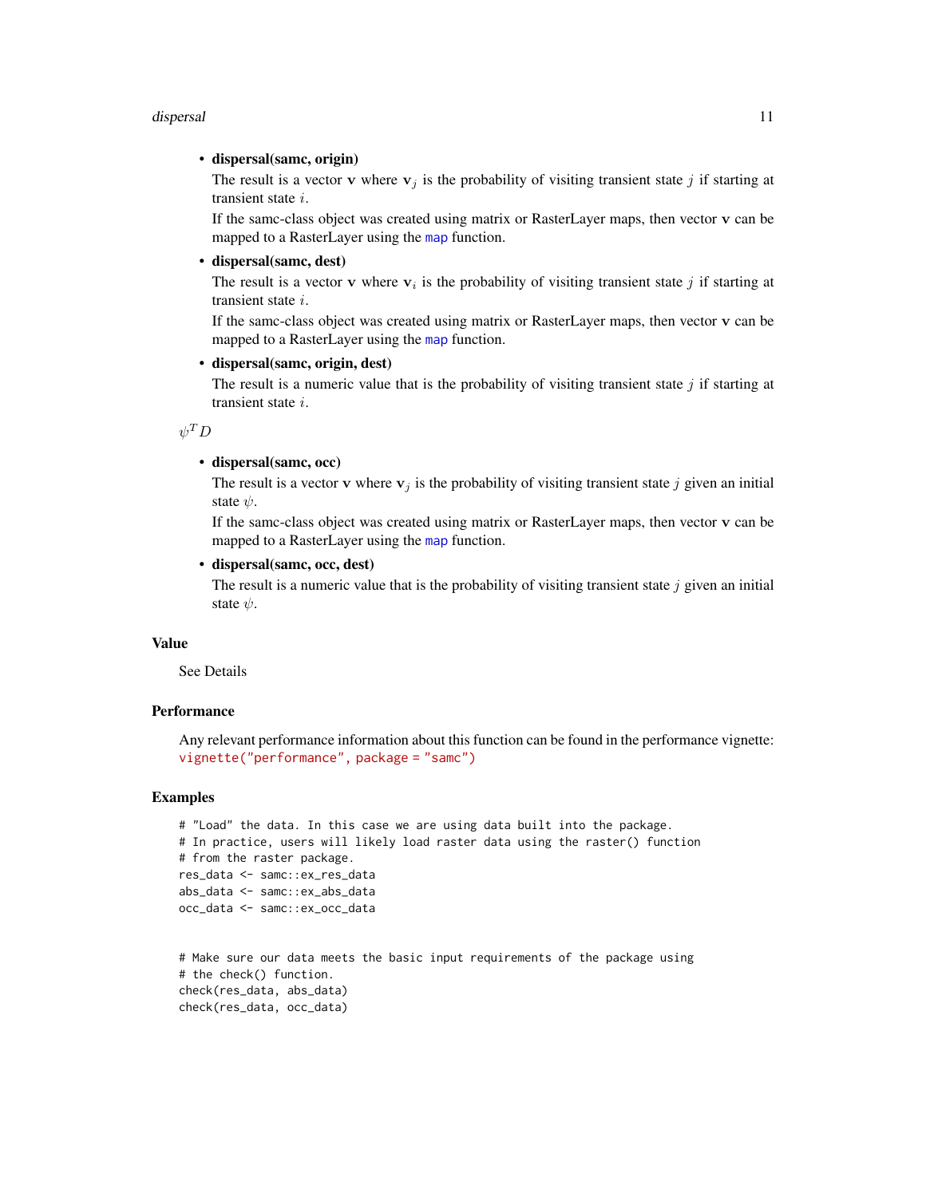- **dispersal(samc, origin)**

  The result is a vector $\mathbf{v}$ where $\mathbf{v}_j$ is the probability of visiting transient state $j$ if starting at transient state $i$.

  If the samc-class object was created using matrix or RasterLayer maps, then vector $\mathbf{v}$ can be mapped to a RasterLayer using the `map` function.

- **dispersal(samc, dest)**

  The result is a vector $\mathbf{v}$ where $\mathbf{v}_i$ is the probability of visiting transient state $j$ if starting at transient state $i$.

  If the samc-class object was created using matrix or RasterLayer maps, then vector $\mathbf{v}$ can be mapped to a RasterLayer using the `map` function.

- **dispersal(samc, origin, dest)**

  The result is a numeric value that is the probability of visiting transient state $j$ if starting at transient state $i$.

$\psi^T D$

- **dispersal(samc, occ)**

  The result is a vector $\mathbf{v}$ where $\mathbf{v}_j$ is the probability of visiting transient state $j$ given an initial state $\psi$.

  If the samc-class object was created using matrix or RasterLayer maps, then vector $\mathbf{v}$ can be mapped to a RasterLayer using the `map` function.

- **dispersal(samc, occ, dest)**

  The result is a numeric value that is the probability of visiting transient state $j$ given an initial state $\psi$.

### Value

See Details

### Performance

Any relevant performance information about this function can be found in the performance vignette: `vignette("performance", package = "samc")`

### Examples

```
# "Load" the data. In this case we are using data built into the package.
# In practice, users will likely load raster data using the raster() function
# from the raster package.
res_data <- samc::ex_res_data
abs_data <- samc::ex_abs_data
occ_data <- samc::ex_occ_data


# Make sure our data meets the basic input requirements of the package using
# the check() function.
check(res_data, abs_data)
check(res_data, occ_data)
```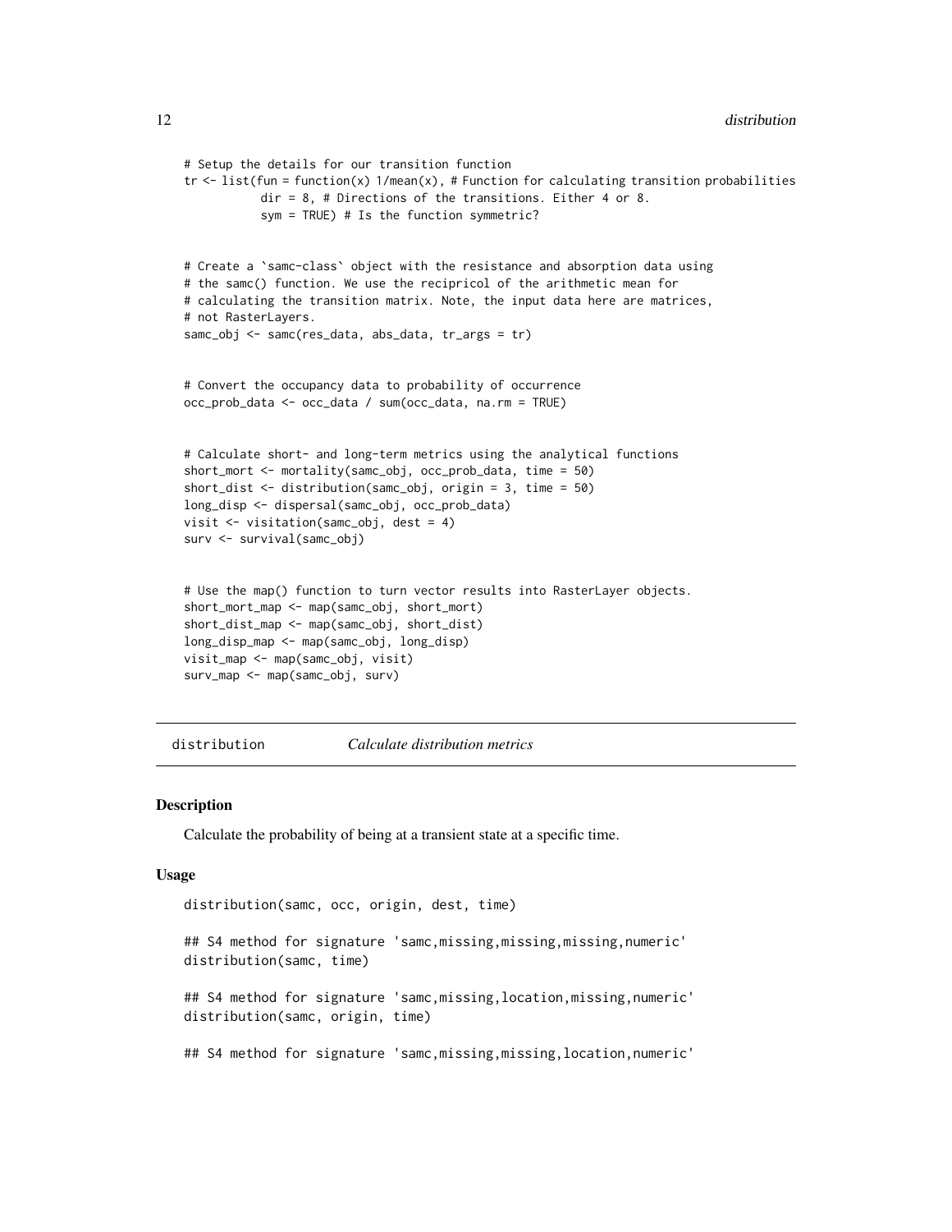```
# Setup the details for our transition function
tr <- list(fun = function(x) 1/mean(x), # Function for calculating transition probabilities
           dir = 8, # Directions of the transitions. Either 4 or 8.
           sym = TRUE) # Is the function symmetric?


# Create a `samc-class` object with the resistance and absorption data using
# the samc() function. We use the recipricol of the arithmetic mean for
# calculating the transition matrix. Note, the input data here are matrices,
# not RasterLayers.
samc_obj <- samc(res_data, abs_data, tr_args = tr)


# Convert the occupancy data to probability of occurrence
occ_prob_data <- occ_data / sum(occ_data, na.rm = TRUE)


# Calculate short- and long-term metrics using the analytical functions
short_mort <- mortality(samc_obj, occ_prob_data, time = 50)
short_dist <- distribution(samc_obj, origin = 3, time = 50)
long_disp <- dispersal(samc_obj, occ_prob_data)
visit <- visitation(samc_obj, dest = 4)
surv <- survival(samc_obj)


# Use the map() function to turn vector results into RasterLayer objects.
short_mort_map <- map(samc_obj, short_mort)
short_dist_map <- map(samc_obj, short_dist)
long_disp_map <- map(samc_obj, long_disp)
visit_map <- map(samc_obj, visit)
surv_map <- map(samc_obj, surv)
```

---

## distribution — *Calculate distribution metrics*

### Description

Calculate the probability of being at a transient state at a specific time.

### Usage

```
distribution(samc, occ, origin, dest, time)

## S4 method for signature 'samc,missing,missing,missing,numeric'
distribution(samc, time)

## S4 method for signature 'samc,missing,location,missing,numeric'
distribution(samc, origin, time)

## S4 method for signature 'samc,missing,missing,location,numeric'
```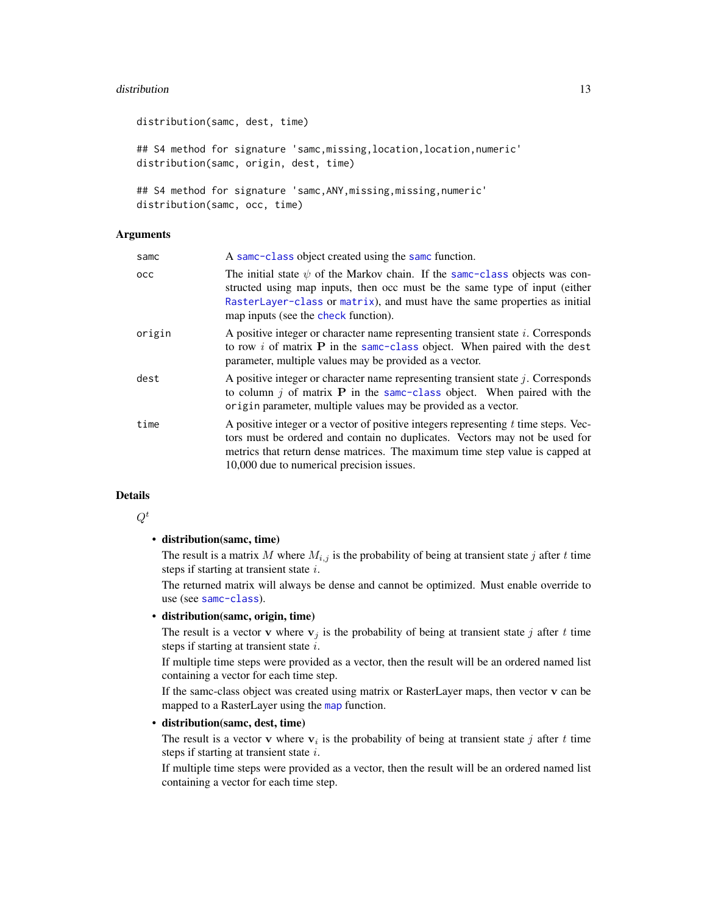```
distribution(samc, dest, time)

## S4 method for signature 'samc,missing,location,location,numeric'
distribution(samc, origin, dest, time)

## S4 method for signature 'samc,ANY,missing,missing,numeric'
distribution(samc, occ, time)
```

### Arguments

| | |
|---|---|
| samc | A samc-class object created using the samc function. |
| occ | The initial state $\psi$ of the Markov chain. If the samc-class objects was constructed using map inputs, then occ must be the same type of input (either RasterLayer-class or matrix), and must have the same properties as initial map inputs (see the check function). |
| origin | A positive integer or character name representing transient state $i$. Corresponds to row $i$ of matrix $\mathbf{P}$ in the samc-class object. When paired with the dest parameter, multiple values may be provided as a vector. |
| dest | A positive integer or character name representing transient state $j$. Corresponds to column $j$ of matrix $\mathbf{P}$ in the samc-class object. When paired with the origin parameter, multiple values may be provided as a vector. |
| time | A positive integer or a vector of positive integers representing $t$ time steps. Vectors must be ordered and contain no duplicates. Vectors may not be used for metrics that return dense matrices. The maximum time step value is capped at 10,000 due to numerical precision issues. |

### Details

$Q^t$

- **distribution(samc, time)**

  The result is a matrix $M$ where $M_{i,j}$ is the probability of being at transient state $j$ after $t$ time steps if starting at transient state $i$.

  The returned matrix will always be dense and cannot be optimized. Must enable override to use (see samc-class).

- **distribution(samc, origin, time)**

  The result is a vector $\mathbf{v}$ where $\mathbf{v}_j$ is the probability of being at transient state $j$ after $t$ time steps if starting at transient state $i$.

  If multiple time steps were provided as a vector, then the result will be an ordered named list containing a vector for each time step.

  If the samc-class object was created using matrix or RasterLayer maps, then vector $\mathbf{v}$ can be mapped to a RasterLayer using the map function.

- **distribution(samc, dest, time)**

  The result is a vector $\mathbf{v}$ where $\mathbf{v}_i$ is the probability of being at transient state $j$ after $t$ time steps if starting at transient state $i$.

  If multiple time steps were provided as a vector, then the result will be an ordered named list containing a vector for each time step.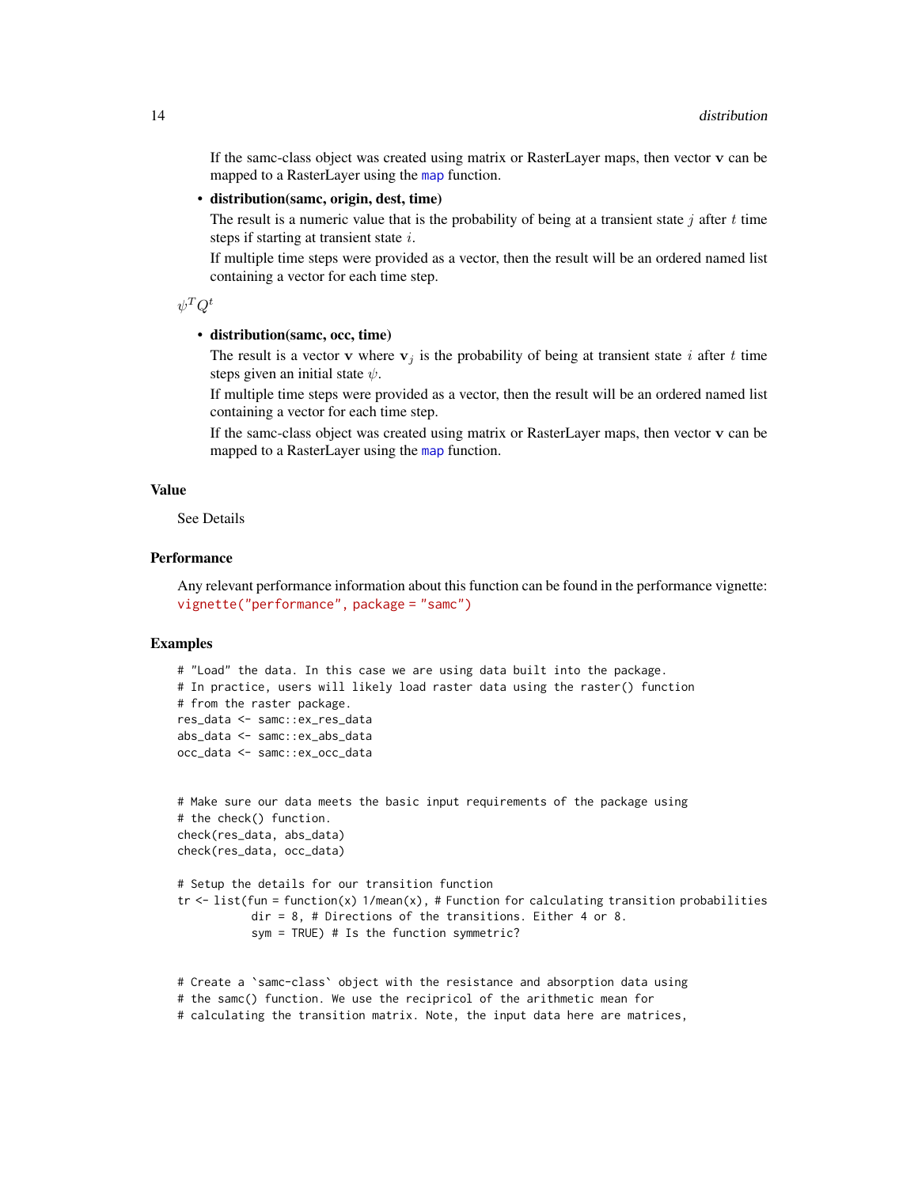If the samc-class object was created using matrix or RasterLayer maps, then vector $\mathbf{v}$ can be mapped to a RasterLayer using the map function.

- **distribution(samc, origin, dest, time)**

  The result is a numeric value that is the probability of being at a transient state $j$ after $t$ time steps if starting at transient state $i$.

  If multiple time steps were provided as a vector, then the result will be an ordered named list containing a vector for each time step.

$\psi^T Q^t$

- **distribution(samc, occ, time)**

  The result is a vector $\mathbf{v}$ where $\mathbf{v}_j$ is the probability of being at transient state $i$ after $t$ time steps given an initial state $\psi$.

  If multiple time steps were provided as a vector, then the result will be an ordered named list containing a vector for each time step.

  If the samc-class object was created using matrix or RasterLayer maps, then vector $\mathbf{v}$ can be mapped to a RasterLayer using the map function.

## Value

See Details

## Performance

Any relevant performance information about this function can be found in the performance vignette: `vignette("performance", package = "samc")`

## Examples

```
# "Load" the data. In this case we are using data built into the package.
# In practice, users will likely load raster data using the raster() function
# from the raster package.
res_data <- samc::ex_res_data
abs_data <- samc::ex_abs_data
occ_data <- samc::ex_occ_data


# Make sure our data meets the basic input requirements of the package using
# the check() function.
check(res_data, abs_data)
check(res_data, occ_data)

# Setup the details for our transition function
tr <- list(fun = function(x) 1/mean(x), # Function for calculating transition probabilities
           dir = 8, # Directions of the transitions. Either 4 or 8.
           sym = TRUE) # Is the function symmetric?


# Create a `samc-class` object with the resistance and absorption data using
# the samc() function. We use the recipricol of the arithmetic mean for
# calculating the transition matrix. Note, the input data here are matrices,
```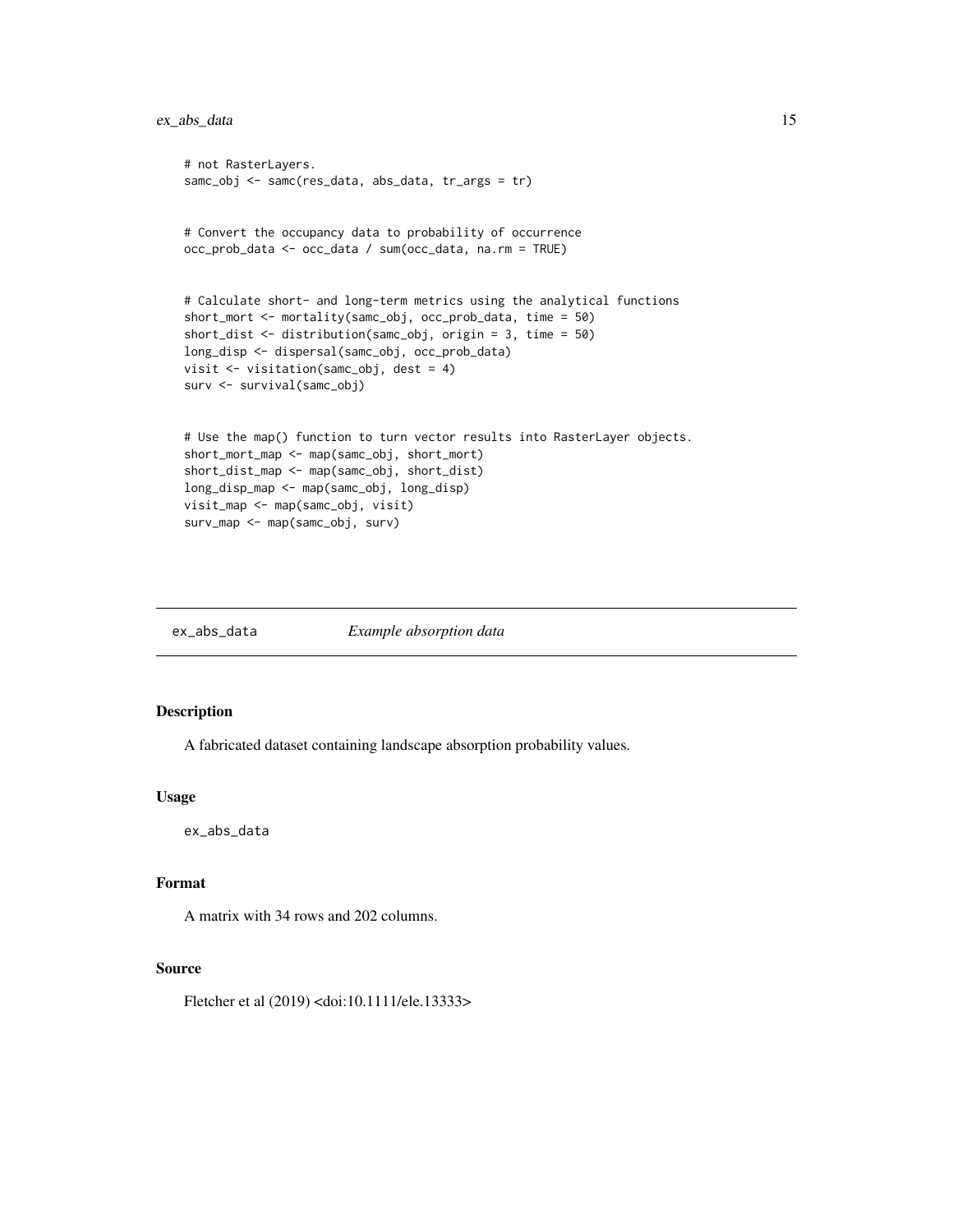```
# not RasterLayers.
samc_obj <- samc(res_data, abs_data, tr_args = tr)


# Convert the occupancy data to probability of occurrence
occ_prob_data <- occ_data / sum(occ_data, na.rm = TRUE)


# Calculate short- and long-term metrics using the analytical functions
short_mort <- mortality(samc_obj, occ_prob_data, time = 50)
short_dist <- distribution(samc_obj, origin = 3, time = 50)
long_disp <- dispersal(samc_obj, occ_prob_data)
visit <- visitation(samc_obj, dest = 4)
surv <- survival(samc_obj)


# Use the map() function to turn vector results into RasterLayer objects.
short_mort_map <- map(samc_obj, short_mort)
short_dist_map <- map(samc_obj, short_dist)
long_disp_map <- map(samc_obj, long_disp)
visit_map <- map(samc_obj, visit)
surv_map <- map(samc_obj, surv)
```

## ex_abs_data *Example absorption data*

### Description

A fabricated dataset containing landscape absorption probability values.

### Usage

```
ex_abs_data
```

### Format

A matrix with 34 rows and 202 columns.

### Source

Fletcher et al (2019) <doi:10.1111/ele.13333>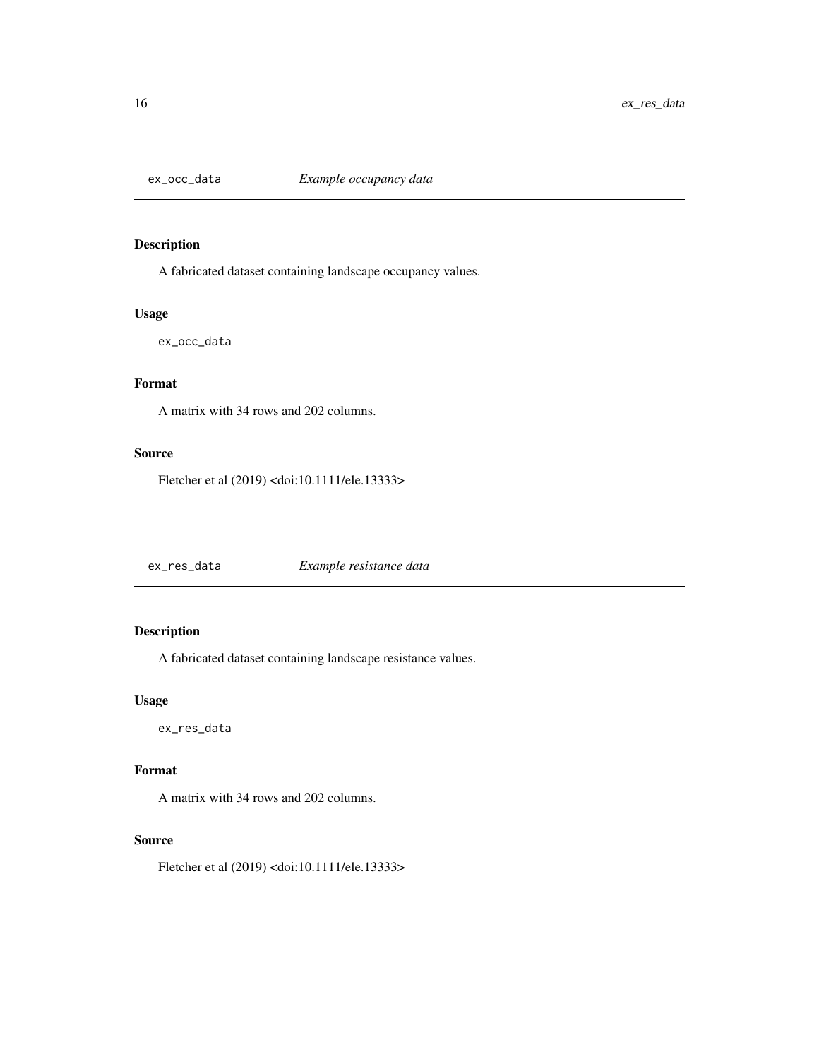## ex_occ_data *Example occupancy data*

### Description

A fabricated dataset containing landscape occupancy values.

### Usage

```
ex_occ_data
```

### Format

A matrix with 34 rows and 202 columns.

### Source

Fletcher et al (2019) <doi:10.1111/ele.13333>

## ex_res_data *Example resistance data*

### Description

A fabricated dataset containing landscape resistance values.

### Usage

```
ex_res_data
```

### Format

A matrix with 34 rows and 202 columns.

### Source

Fletcher et al (2019) <doi:10.1111/ele.13333>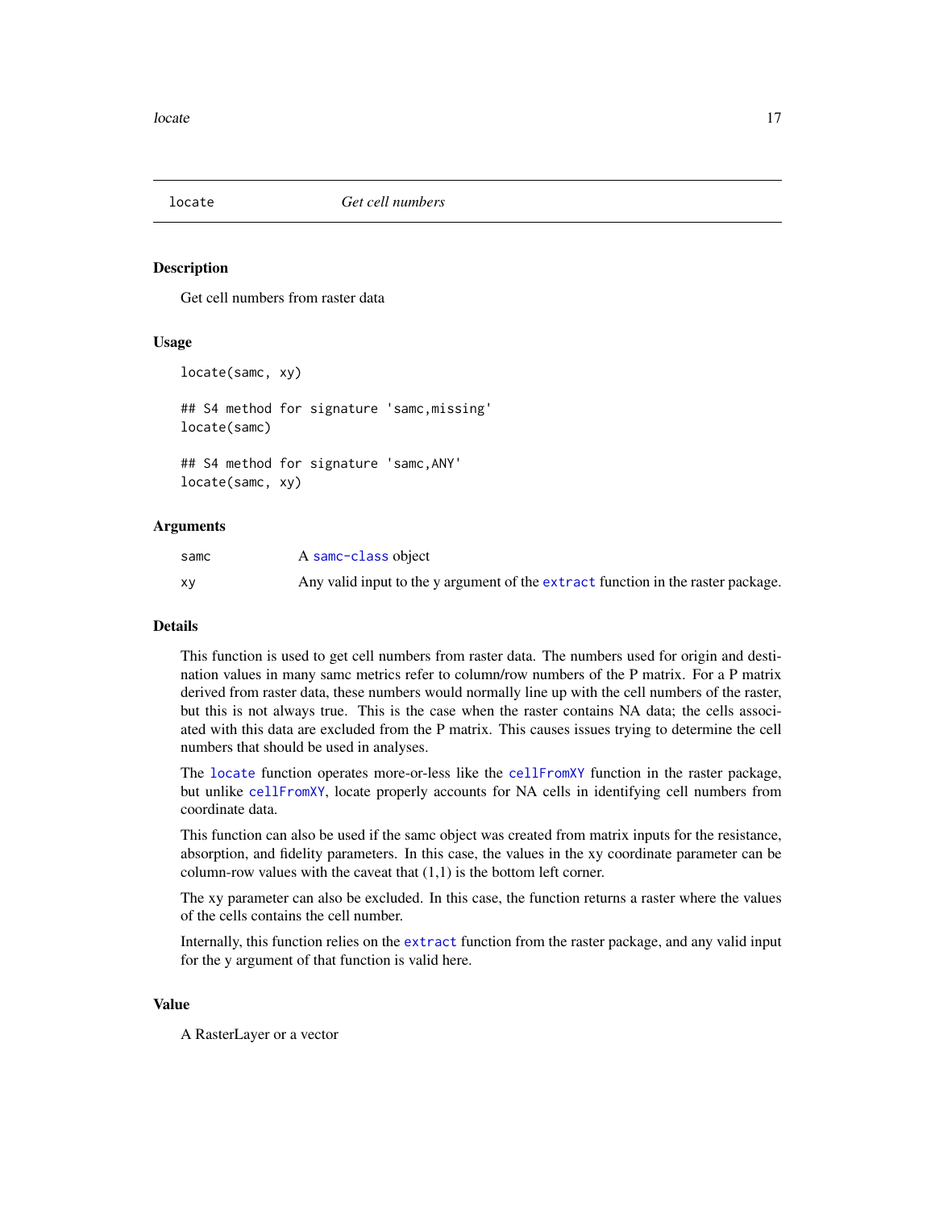## locate — *Get cell numbers*

### Description

Get cell numbers from raster data

### Usage

```
locate(samc, xy)

## S4 method for signature 'samc,missing'
locate(samc)

## S4 method for signature 'samc,ANY'
locate(samc, xy)
```

### Arguments

| | |
|---|---|
| samc | A samc-class object |
| xy | Any valid input to the y argument of the extract function in the raster package. |

### Details

This function is used to get cell numbers from raster data. The numbers used for origin and destination values in many samc metrics refer to column/row numbers of the P matrix. For a P matrix derived from raster data, these numbers would normally line up with the cell numbers of the raster, but this is not always true. This is the case when the raster contains NA data; the cells associated with this data are excluded from the P matrix. This causes issues trying to determine the cell numbers that should be used in analyses.

The locate function operates more-or-less like the cellFromXY function in the raster package, but unlike cellFromXY, locate properly accounts for NA cells in identifying cell numbers from coordinate data.

This function can also be used if the samc object was created from matrix inputs for the resistance, absorption, and fidelity parameters. In this case, the values in the xy coordinate parameter can be column-row values with the caveat that (1,1) is the bottom left corner.

The xy parameter can also be excluded. In this case, the function returns a raster where the values of the cells contains the cell number.

Internally, this function relies on the extract function from the raster package, and any valid input for the y argument of that function is valid here.

### Value

A RasterLayer or a vector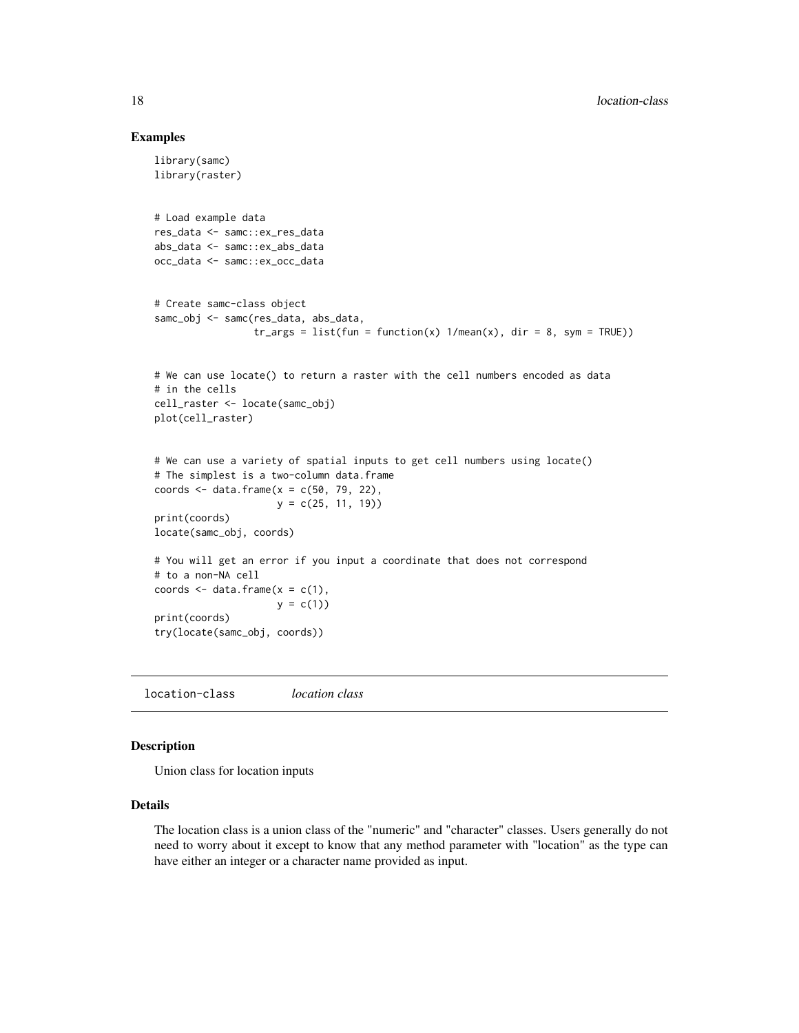### Examples

```
library(samc)
library(raster)


# Load example data
res_data <- samc::ex_res_data
abs_data <- samc::ex_abs_data
occ_data <- samc::ex_occ_data


# Create samc-class object
samc_obj <- samc(res_data, abs_data,
                 tr_args = list(fun = function(x) 1/mean(x), dir = 8, sym = TRUE))


# We can use locate() to return a raster with the cell numbers encoded as data
# in the cells
cell_raster <- locate(samc_obj)
plot(cell_raster)


# We can use a variety of spatial inputs to get cell numbers using locate()
# The simplest is a two-column data.frame
coords <- data.frame(x = c(50, 79, 22),
                     y = c(25, 11, 19))
print(coords)
locate(samc_obj, coords)

# You will get an error if you input a coordinate that does not correspond
# to a non-NA cell
coords <- data.frame(x = c(1),
                     y = c(1))
print(coords)
try(locate(samc_obj, coords))
```

## location-class    *location class*

### Description

Union class for location inputs

### Details

The location class is a union class of the "numeric" and "character" classes. Users generally do not need to worry about it except to know that any method parameter with "location" as the type can have either an integer or a character name provided as input.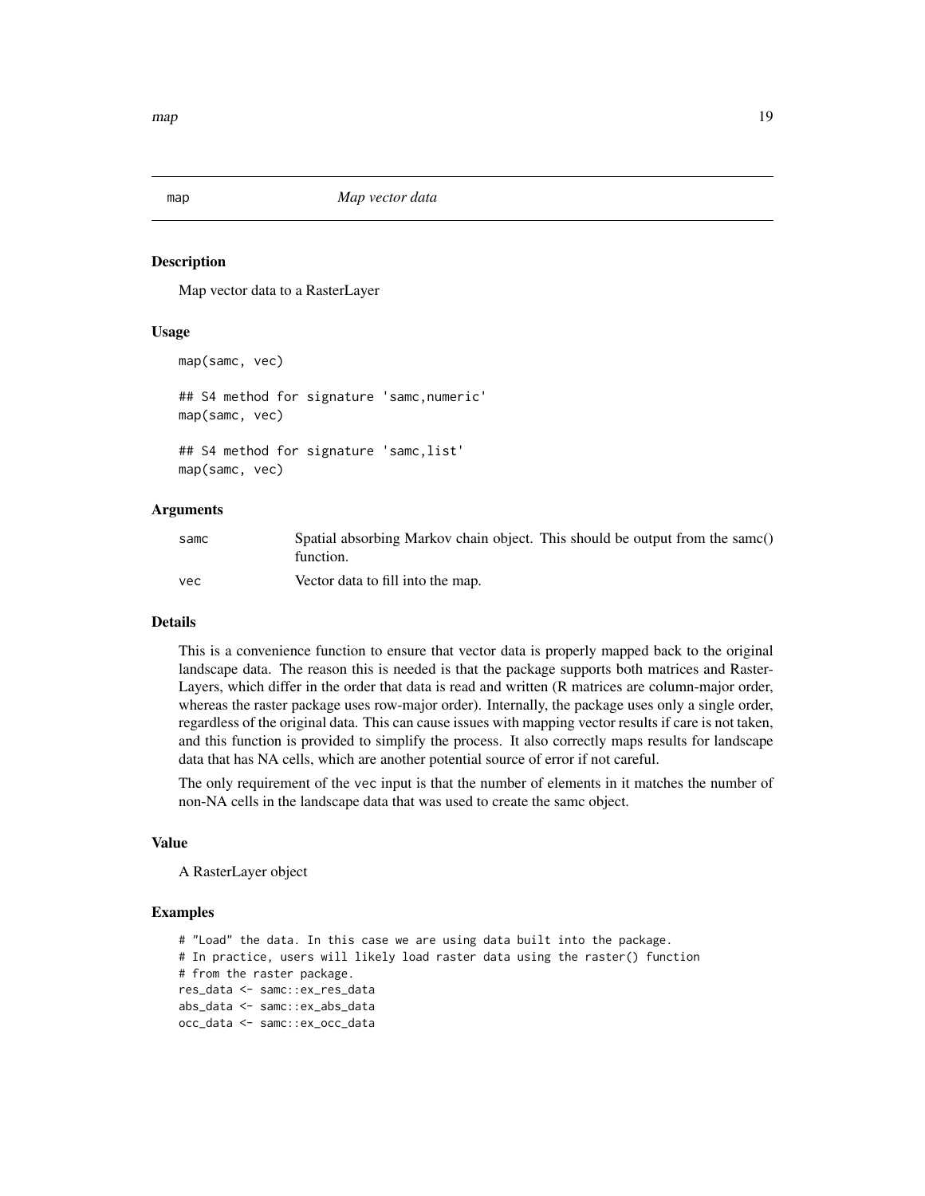# map *Map vector data*

## Description

Map vector data to a RasterLayer

## Usage

```
map(samc, vec)

## S4 method for signature 'samc,numeric'
map(samc, vec)

## S4 method for signature 'samc,list'
map(samc, vec)
```

## Arguments

| | |
|---|---|
| samc | Spatial absorbing Markov chain object. This should be output from the samc() function. |
| vec | Vector data to fill into the map. |

## Details

This is a convenience function to ensure that vector data is properly mapped back to the original landscape data. The reason this is needed is that the package supports both matrices and RasterLayers, which differ in the order that data is read and written (R matrices are column-major order, whereas the raster package uses row-major order). Internally, the package uses only a single order, regardless of the original data. This can cause issues with mapping vector results if care is not taken, and this function is provided to simplify the process. It also correctly maps results for landscape data that has NA cells, which are another potential source of error if not careful.

The only requirement of the vec input is that the number of elements in it matches the number of non-NA cells in the landscape data that was used to create the samc object.

## Value

A RasterLayer object

## Examples

```
# "Load" the data. In this case we are using data built into the package.
# In practice, users will likely load raster data using the raster() function
# from the raster package.
res_data <- samc::ex_res_data
abs_data <- samc::ex_abs_data
occ_data <- samc::ex_occ_data
```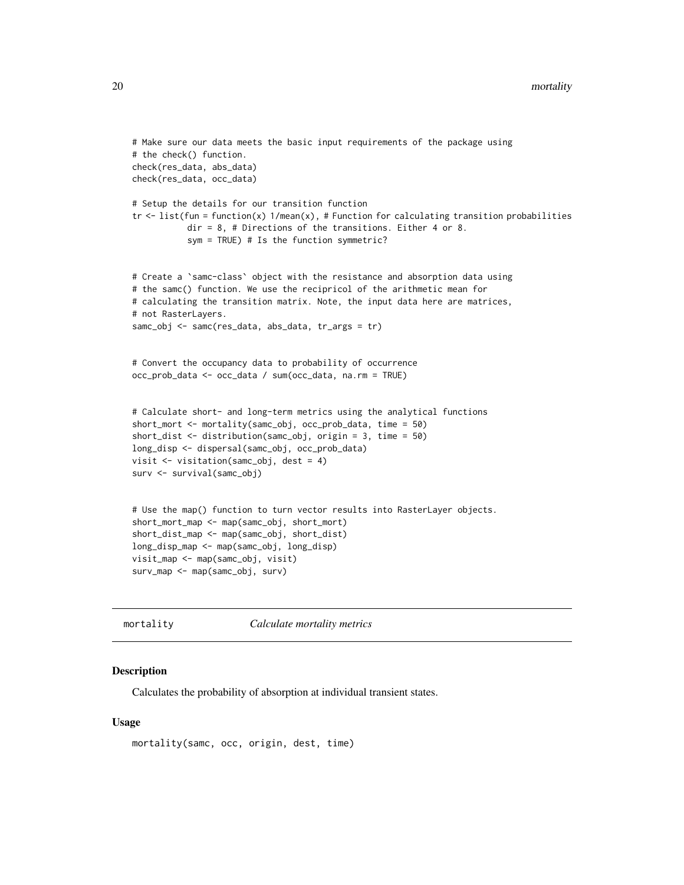```
# Make sure our data meets the basic input requirements of the package using
# the check() function.
check(res_data, abs_data)
check(res_data, occ_data)

# Setup the details for our transition function
tr <- list(fun = function(x) 1/mean(x), # Function for calculating transition probabilities
           dir = 8, # Directions of the transitions. Either 4 or 8.
           sym = TRUE) # Is the function symmetric?


# Create a `samc-class` object with the resistance and absorption data using
# the samc() function. We use the recipricol of the arithmetic mean for
# calculating the transition matrix. Note, the input data here are matrices,
# not RasterLayers.
samc_obj <- samc(res_data, abs_data, tr_args = tr)


# Convert the occupancy data to probability of occurrence
occ_prob_data <- occ_data / sum(occ_data, na.rm = TRUE)


# Calculate short- and long-term metrics using the analytical functions
short_mort <- mortality(samc_obj, occ_prob_data, time = 50)
short_dist <- distribution(samc_obj, origin = 3, time = 50)
long_disp <- dispersal(samc_obj, occ_prob_data)
visit <- visitation(samc_obj, dest = 4)
surv <- survival(samc_obj)


# Use the map() function to turn vector results into RasterLayer objects.
short_mort_map <- map(samc_obj, short_mort)
short_dist_map <- map(samc_obj, short_dist)
long_disp_map <- map(samc_obj, long_disp)
visit_map <- map(samc_obj, visit)
surv_map <- map(samc_obj, surv)
```

---

## mortality *Calculate mortality metrics*

### Description

Calculates the probability of absorption at individual transient states.

### Usage

```
mortality(samc, occ, origin, dest, time)
```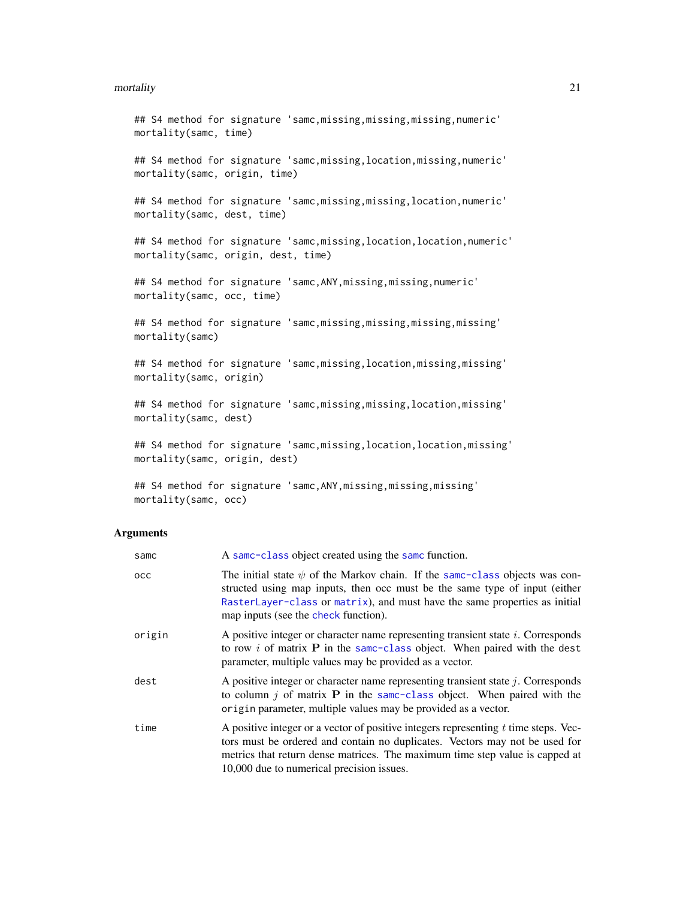```
## S4 method for signature 'samc,missing,missing,missing,numeric'
mortality(samc, time)

## S4 method for signature 'samc,missing,location,missing,numeric'
mortality(samc, origin, time)

## S4 method for signature 'samc,missing,missing,location,numeric'
mortality(samc, dest, time)

## S4 method for signature 'samc,missing,location,location,numeric'
mortality(samc, origin, dest, time)

## S4 method for signature 'samc,ANY,missing,missing,numeric'
mortality(samc, occ, time)

## S4 method for signature 'samc,missing,missing,missing,missing'
mortality(samc)

## S4 method for signature 'samc,missing,location,missing,missing'
mortality(samc, origin)

## S4 method for signature 'samc,missing,missing,location,missing'
mortality(samc, dest)

## S4 method for signature 'samc,missing,location,location,missing'
mortality(samc, origin, dest)

## S4 method for signature 'samc,ANY,missing,missing,missing'
mortality(samc, occ)
```

## Arguments

| | |
|---|---|
| samc | A samc-class object created using the samc function. |
| occ | The initial state $\psi$ of the Markov chain. If the samc-class objects was constructed using map inputs, then occ must be the same type of input (either RasterLayer-class or matrix), and must have the same properties as initial map inputs (see the check function). |
| origin | A positive integer or character name representing transient state $i$. Corresponds to row $i$ of matrix $\mathbf{P}$ in the samc-class object. When paired with the dest parameter, multiple values may be provided as a vector. |
| dest | A positive integer or character name representing transient state $j$. Corresponds to column $j$ of matrix $\mathbf{P}$ in the samc-class object. When paired with the origin parameter, multiple values may be provided as a vector. |
| time | A positive integer or a vector of positive integers representing $t$ time steps. Vectors must be ordered and contain no duplicates. Vectors may not be used for metrics that return dense matrices. The maximum time step value is capped at 10,000 due to numerical precision issues. |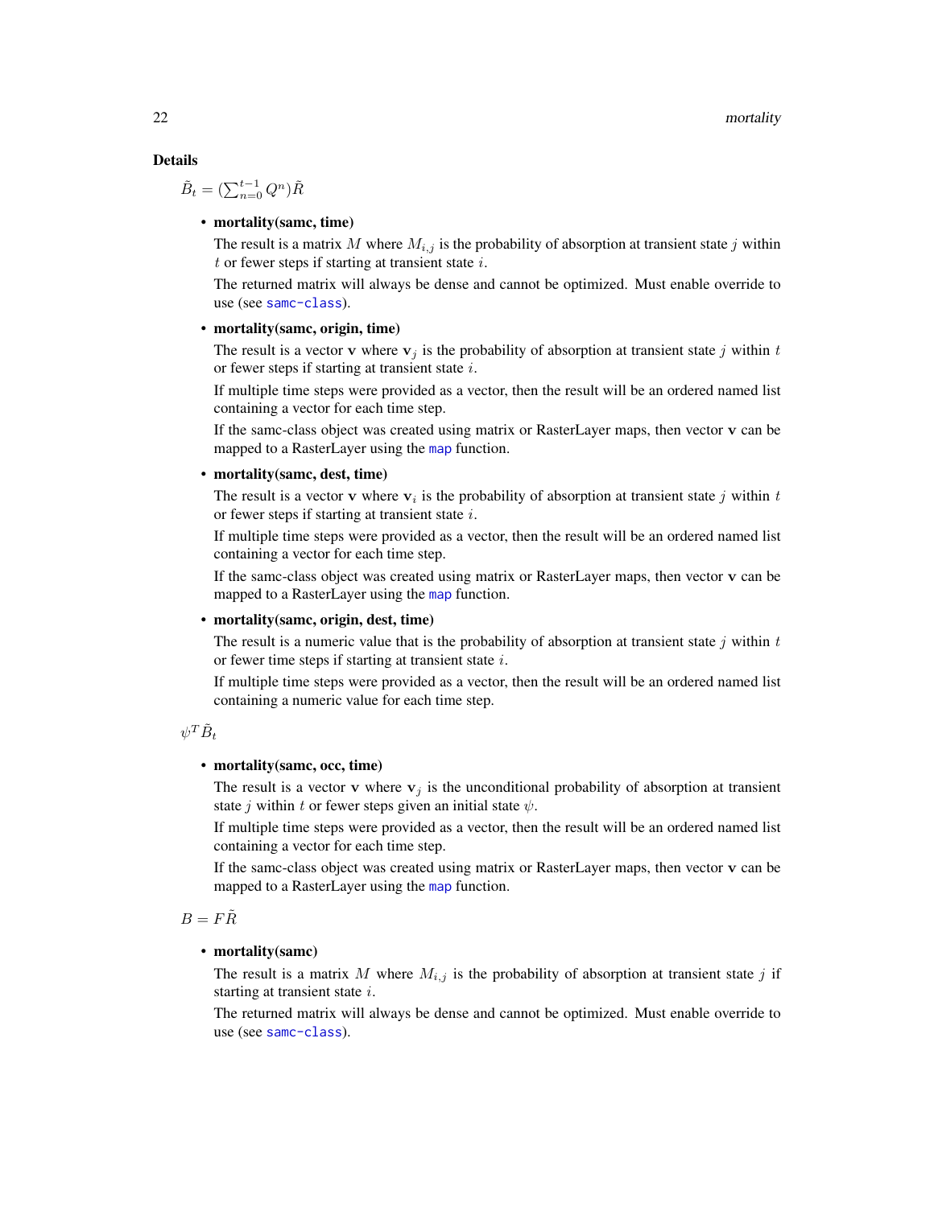**Details**

$\tilde{B}_t = (\sum_{n=0}^{t-1} Q^n)\tilde{R}$

- **mortality(samc, time)**

  The result is a matrix $M$ where $M_{i,j}$ is the probability of absorption at transient state $j$ within $t$ or fewer steps if starting at transient state $i$.

  The returned matrix will always be dense and cannot be optimized. Must enable override to use (see samc-class).

- **mortality(samc, origin, time)**

  The result is a vector $\mathbf{v}$ where $\mathbf{v}_j$ is the probability of absorption at transient state $j$ within $t$ or fewer steps if starting at transient state $i$.

  If multiple time steps were provided as a vector, then the result will be an ordered named list containing a vector for each time step.

  If the samc-class object was created using matrix or RasterLayer maps, then vector $\mathbf{v}$ can be mapped to a RasterLayer using the map function.

- **mortality(samc, dest, time)**

  The result is a vector $\mathbf{v}$ where $\mathbf{v}_i$ is the probability of absorption at transient state $j$ within $t$ or fewer steps if starting at transient state $i$.

  If multiple time steps were provided as a vector, then the result will be an ordered named list containing a vector for each time step.

  If the samc-class object was created using matrix or RasterLayer maps, then vector $\mathbf{v}$ can be mapped to a RasterLayer using the map function.

- **mortality(samc, origin, dest, time)**

  The result is a numeric value that is the probability of absorption at transient state $j$ within $t$ or fewer time steps if starting at transient state $i$.

  If multiple time steps were provided as a vector, then the result will be an ordered named list containing a numeric value for each time step.

$\psi^T \tilde{B}_t$

- **mortality(samc, occ, time)**

  The result is a vector $\mathbf{v}$ where $\mathbf{v}_j$ is the unconditional probability of absorption at transient state $j$ within $t$ or fewer steps given an initial state $\psi$.

  If multiple time steps were provided as a vector, then the result will be an ordered named list containing a vector for each time step.

  If the samc-class object was created using matrix or RasterLayer maps, then vector $\mathbf{v}$ can be mapped to a RasterLayer using the map function.

$B = F\tilde{R}$

- **mortality(samc)**

  The result is a matrix $M$ where $M_{i,j}$ is the probability of absorption at transient state $j$ if starting at transient state $i$.

  The returned matrix will always be dense and cannot be optimized. Must enable override to use (see samc-class).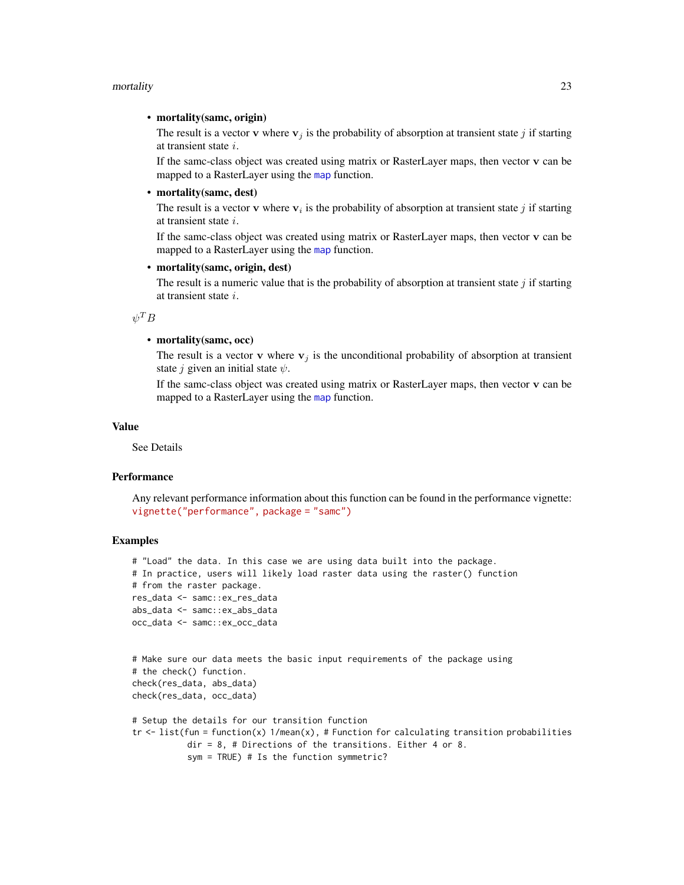- **mortality(samc, origin)**

  The result is a vector $\mathbf{v}$ where $\mathbf{v}_j$ is the probability of absorption at transient state $j$ if starting at transient state $i$.

  If the samc-class object was created using matrix or RasterLayer maps, then vector $\mathbf{v}$ can be mapped to a RasterLayer using the `map` function.

- **mortality(samc, dest)**

  The result is a vector $\mathbf{v}$ where $\mathbf{v}_i$ is the probability of absorption at transient state $j$ if starting at transient state $i$.

  If the samc-class object was created using matrix or RasterLayer maps, then vector $\mathbf{v}$ can be mapped to a RasterLayer using the `map` function.

- **mortality(samc, origin, dest)**

  The result is a numeric value that is the probability of absorption at transient state $j$ if starting at transient state $i$.

$\psi^T B$

- **mortality(samc, occ)**

  The result is a vector $\mathbf{v}$ where $\mathbf{v}_j$ is the unconditional probability of absorption at transient state $j$ given an initial state $\psi$.

  If the samc-class object was created using matrix or RasterLayer maps, then vector $\mathbf{v}$ can be mapped to a RasterLayer using the `map` function.

## Value

See Details

## Performance

Any relevant performance information about this function can be found in the performance vignette: `vignette("performance", package = "samc")`

## Examples

```
# "Load" the data. In this case we are using data built into the package.
# In practice, users will likely load raster data using the raster() function
# from the raster package.
res_data <- samc::ex_res_data
abs_data <- samc::ex_abs_data
occ_data <- samc::ex_occ_data


# Make sure our data meets the basic input requirements of the package using
# the check() function.
check(res_data, abs_data)
check(res_data, occ_data)

# Setup the details for our transition function
tr <- list(fun = function(x) 1/mean(x), # Function for calculating transition probabilities
           dir = 8, # Directions of the transitions. Either 4 or 8.
           sym = TRUE) # Is the function symmetric?
```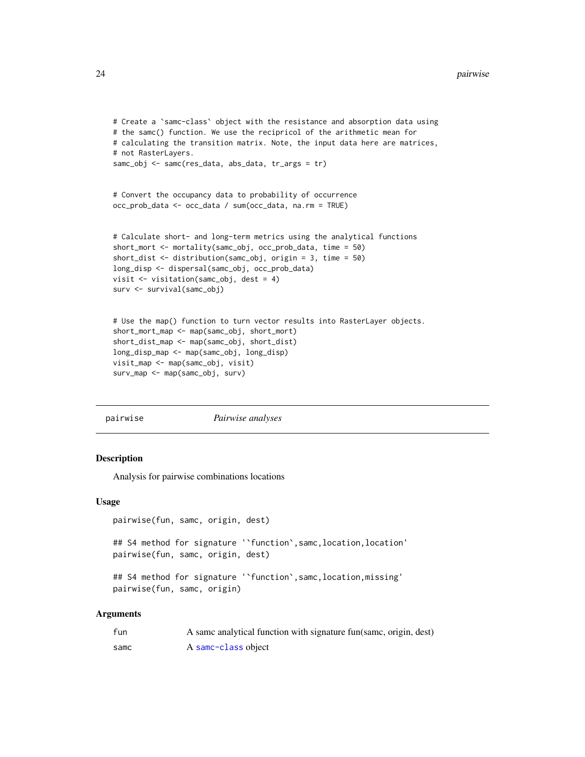```
# Create a `samc-class` object with the resistance and absorption data using
# the samc() function. We use the reciprical of the arithmetic mean for
# calculating the transition matrix. Note, the input data here are matrices,
# not RasterLayers.
samc_obj <- samc(res_data, abs_data, tr_args = tr)


# Convert the occupancy data to probability of occurrence
occ_prob_data <- occ_data / sum(occ_data, na.rm = TRUE)


# Calculate short- and long-term metrics using the analytical functions
short_mort <- mortality(samc_obj, occ_prob_data, time = 50)
short_dist <- distribution(samc_obj, origin = 3, time = 50)
long_disp <- dispersal(samc_obj, occ_prob_data)
visit <- visitation(samc_obj, dest = 4)
surv <- survival(samc_obj)


# Use the map() function to turn vector results into RasterLayer objects.
short_mort_map <- map(samc_obj, short_mort)
short_dist_map <- map(samc_obj, short_dist)
long_disp_map <- map(samc_obj, long_disp)
visit_map <- map(samc_obj, visit)
surv_map <- map(samc_obj, surv)
```

---

`pairwise` &nbsp;&nbsp;&nbsp;&nbsp; *Pairwise analyses*

---

## Description

Analysis for pairwise combinations locations

## Usage

```
pairwise(fun, samc, origin, dest)

## S4 method for signature '`function`,samc,location,location'
pairwise(fun, samc, origin, dest)

## S4 method for signature '`function`,samc,location,missing'
pairwise(fun, samc, origin)
```

## Arguments

| | |
|---|---|
| `fun` | A samc analytical function with signature fun(samc, origin, dest) |
| `samc` | A samc-class object |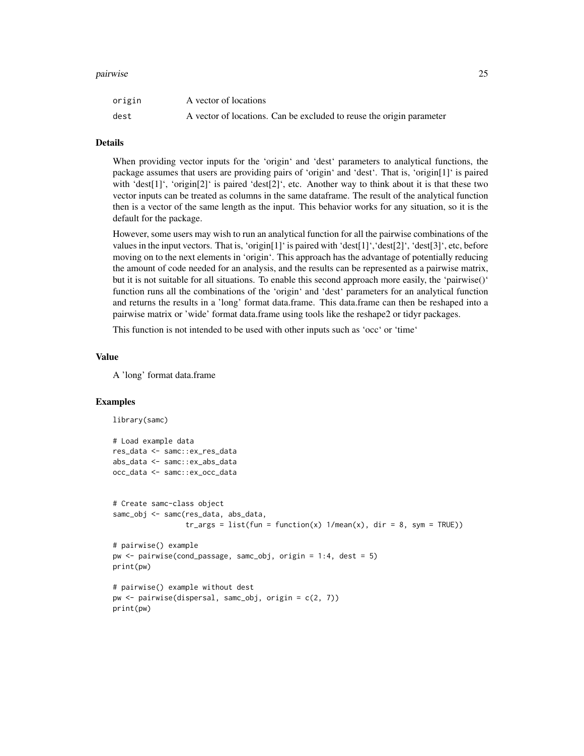| | |
|---|---|
| origin | A vector of locations |
| dest | A vector of locations. Can be excluded to reuse the origin parameter |

### Details

When providing vector inputs for the 'origin' and 'dest' parameters to analytical functions, the package assumes that users are providing pairs of 'origin' and 'dest'. That is, 'origin[1]' is paired with 'dest[1]', 'origin[2]' is paired 'dest[2]', etc. Another way to think about it is that these two vector inputs can be treated as columns in the same dataframe. The result of the analytical function then is a vector of the same length as the input. This behavior works for any situation, so it is the default for the package.

However, some users may wish to run an analytical function for all the pairwise combinations of the values in the input vectors. That is, 'origin[1]' is paired with 'dest[1]','dest[2]', 'dest[3]', etc, before moving on to the next elements in 'origin'. This approach has the advantage of potentially reducing the amount of code needed for an analysis, and the results can be represented as a pairwise matrix, but it is not suitable for all situations. To enable this second approach more easily, the 'pairwise()' function runs all the combinations of the 'origin' and 'dest' parameters for an analytical function and returns the results in a 'long' format data.frame. This data.frame can then be reshaped into a pairwise matrix or 'wide' format data.frame using tools like the reshape2 or tidyr packages.

This function is not intended to be used with other inputs such as 'occ' or 'time'

### Value

A 'long' format data.frame

### Examples

```
library(samc)

# Load example data
res_data <- samc::ex_res_data
abs_data <- samc::ex_abs_data
occ_data <- samc::ex_occ_data


# Create samc-class object
samc_obj <- samc(res_data, abs_data,
                 tr_args = list(fun = function(x) 1/mean(x), dir = 8, sym = TRUE))

# pairwise() example
pw <- pairwise(cond_passage, samc_obj, origin = 1:4, dest = 5)
print(pw)

# pairwise() example without dest
pw <- pairwise(dispersal, samc_obj, origin = c(2, 7))
print(pw)
```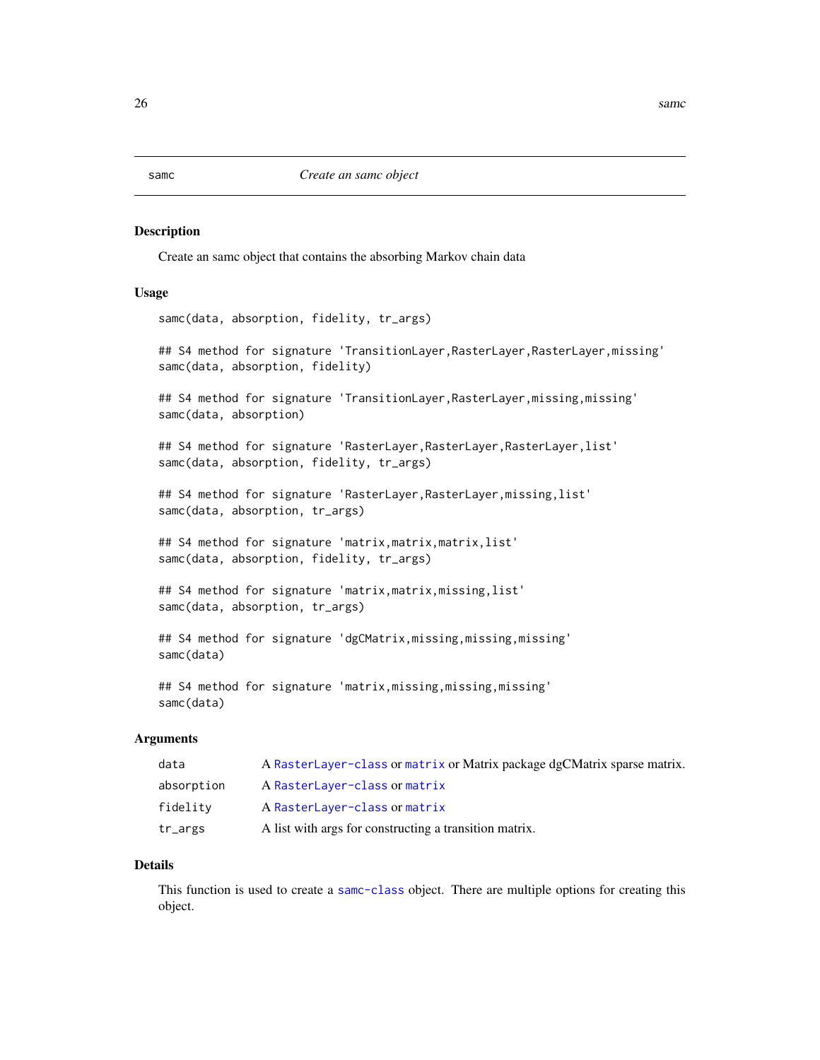samc *Create an samc object*

## Description

Create an samc object that contains the absorbing Markov chain data

## Usage

```
samc(data, absorption, fidelity, tr_args)

## S4 method for signature 'TransitionLayer,RasterLayer,RasterLayer,missing'
samc(data, absorption, fidelity)

## S4 method for signature 'TransitionLayer,RasterLayer,missing,missing'
samc(data, absorption)

## S4 method for signature 'RasterLayer,RasterLayer,RasterLayer,list'
samc(data, absorption, fidelity, tr_args)

## S4 method for signature 'RasterLayer,RasterLayer,missing,list'
samc(data, absorption, tr_args)

## S4 method for signature 'matrix,matrix,matrix,list'
samc(data, absorption, fidelity, tr_args)

## S4 method for signature 'matrix,matrix,missing,list'
samc(data, absorption, tr_args)

## S4 method for signature 'dgCMatrix,missing,missing,missing'
samc(data)

## S4 method for signature 'matrix,missing,missing,missing'
samc(data)
```

## Arguments

| | |
|---|---|
| data | A RasterLayer-class or matrix or Matrix package dgCMatrix sparse matrix. |
| absorption | A RasterLayer-class or matrix |
| fidelity | A RasterLayer-class or matrix |
| tr_args | A list with args for constructing a transition matrix. |

## Details

This function is used to create a samc-class object. There are multiple options for creating this object.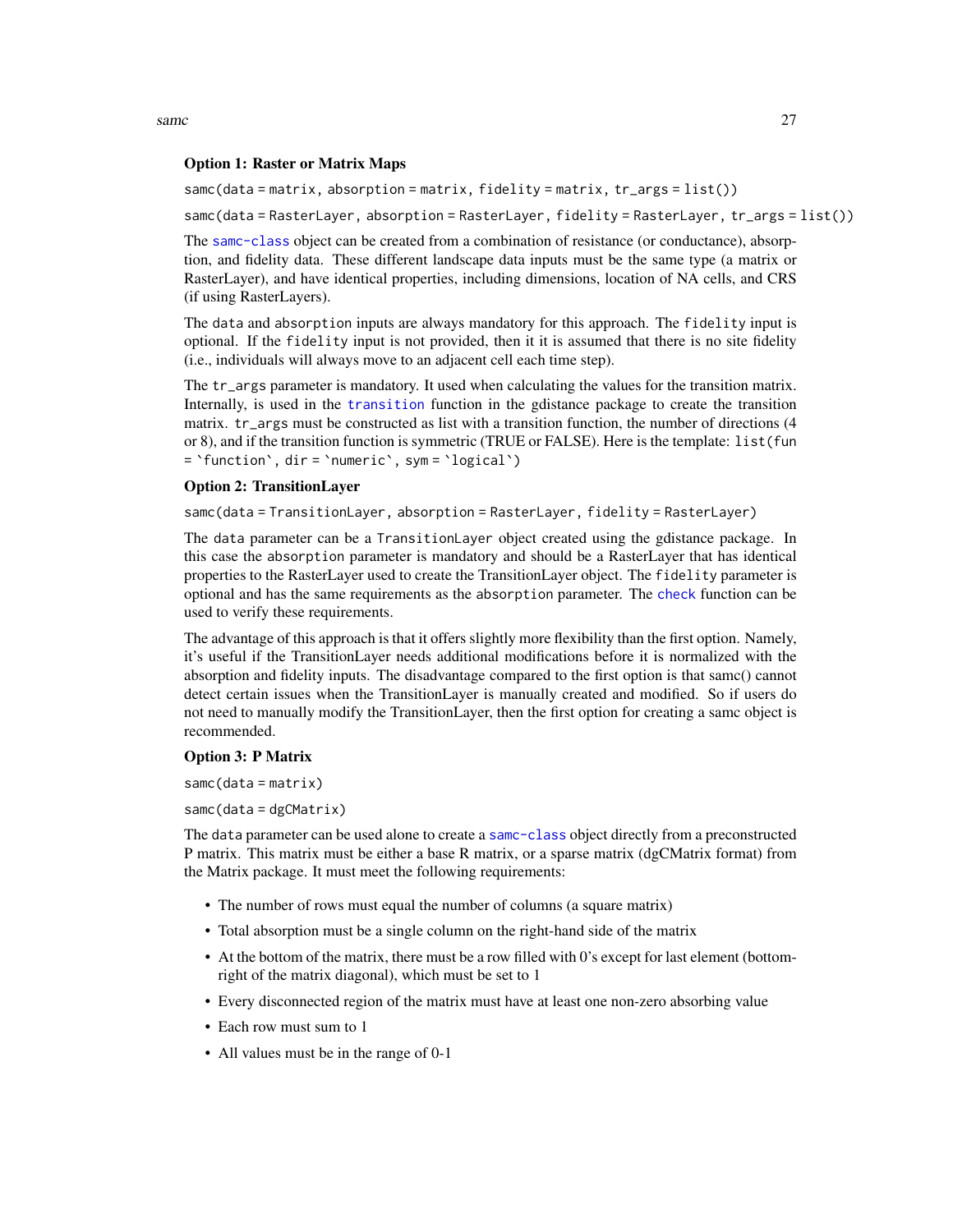**Option 1: Raster or Matrix Maps**

`samc(data = matrix, absorption = matrix, fidelity = matrix, tr_args = list())`

`samc(data = RasterLayer, absorption = RasterLayer, fidelity = RasterLayer, tr_args = list())`

The samc-class object can be created from a combination of resistance (or conductance), absorption, and fidelity data. These different landscape data inputs must be the same type (a matrix or RasterLayer), and have identical properties, including dimensions, location of NA cells, and CRS (if using RasterLayers).

The `data` and `absorption` inputs are always mandatory for this approach. The `fidelity` input is optional. If the `fidelity` input is not provided, then it it is assumed that there is no site fidelity (i.e., individuals will always move to an adjacent cell each time step).

The `tr_args` parameter is mandatory. It used when calculating the values for the transition matrix. Internally, is used in the transition function in the gdistance package to create the transition matrix. `tr_args` must be constructed as list with a transition function, the number of directions (4 or 8), and if the transition function is symmetric (TRUE or FALSE). Here is the template: `list(fun = `function`, dir = `numeric`, sym = `logical`)`

**Option 2: TransitionLayer**

`samc(data = TransitionLayer, absorption = RasterLayer, fidelity = RasterLayer)`

The `data` parameter can be a `TransitionLayer` object created using the gdistance package. In this case the `absorption` parameter is mandatory and should be a RasterLayer that has identical properties to the RasterLayer used to create the TransitionLayer object. The `fidelity` parameter is optional and has the same requirements as the `absorption` parameter. The check function can be used to verify these requirements.

The advantage of this approach is that it offers slightly more flexibility than the first option. Namely, it's useful if the TransitionLayer needs additional modifications before it is normalized with the absorption and fidelity inputs. The disadvantage compared to the first option is that samc() cannot detect certain issues when the TransitionLayer is manually created and modified. So if users do not need to manually modify the TransitionLayer, then the first option for creating a samc object is recommended.

**Option 3: P Matrix**

`samc(data = matrix)`

`samc(data = dgCMatrix)`

The `data` parameter can be used alone to create a samc-class object directly from a preconstructed P matrix. This matrix must be either a base R matrix, or a sparse matrix (dgCMatrix format) from the Matrix package. It must meet the following requirements:

- The number of rows must equal the number of columns (a square matrix)
- Total absorption must be a single column on the right-hand side of the matrix
- At the bottom of the matrix, there must be a row filled with 0's except for last element (bottom-right of the matrix diagonal), which must be set to 1
- Every disconnected region of the matrix must have at least one non-zero absorbing value
- Each row must sum to 1
- All values must be in the range of 0-1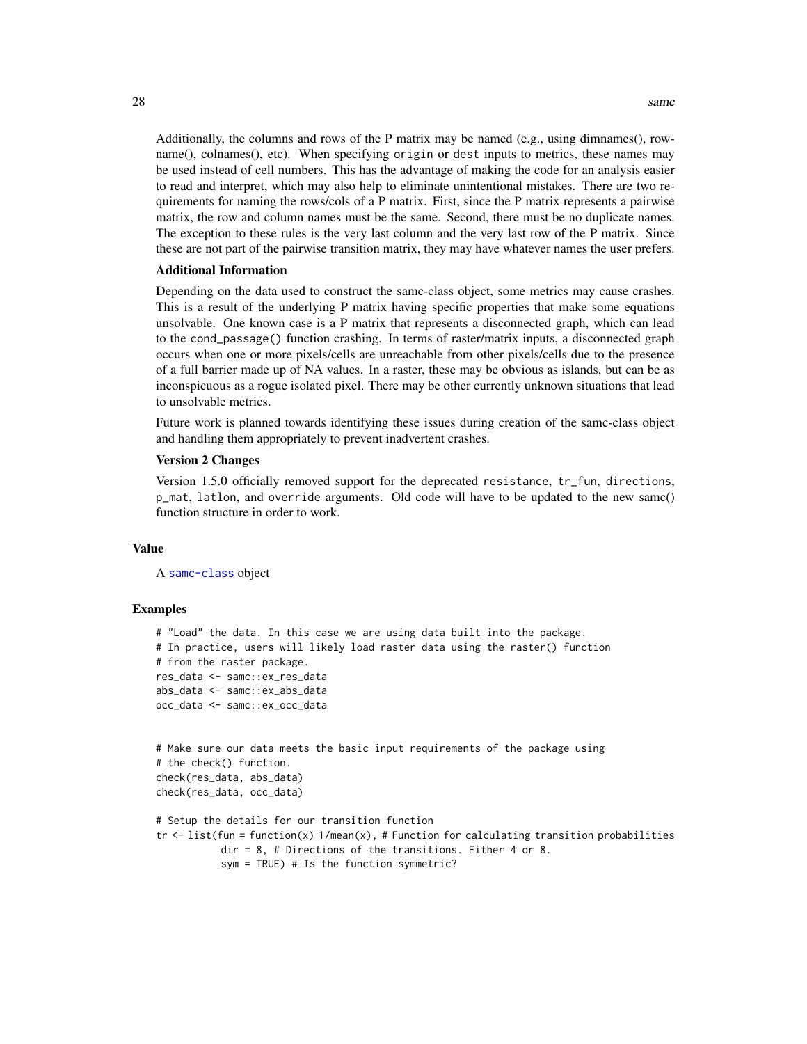Additionally, the columns and rows of the P matrix may be named (e.g., using dimnames(), rowname(), colnames(), etc). When specifying `origin` or `dest` inputs to metrics, these names may be used instead of cell numbers. This has the advantage of making the code for an analysis easier to read and interpret, which may also help to eliminate unintentional mistakes. There are two requirements for naming the rows/cols of a P matrix. First, since the P matrix represents a pairwise matrix, the row and column names must be the same. Second, there must be no duplicate names. The exception to these rules is the very last column and the very last row of the P matrix. Since these are not part of the pairwise transition matrix, they may have whatever names the user prefers.

**Additional Information**

Depending on the data used to construct the samc-class object, some metrics may cause crashes. This is a result of the underlying P matrix having specific properties that make some equations unsolvable. One known case is a P matrix that represents a disconnected graph, which can lead to the `cond_passage()` function crashing. In terms of raster/matrix inputs, a disconnected graph occurs when one or more pixels/cells are unreachable from other pixels/cells due to the presence of a full barrier made up of NA values. In a raster, these may be obvious as islands, but can be as inconspicuous as a rogue isolated pixel. There may be other currently unknown situations that lead to unsolvable metrics.

Future work is planned towards identifying these issues during creation of the samc-class object and handling them appropriately to prevent inadvertent crashes.

**Version 2 Changes**

Version 1.5.0 officially removed support for the deprecated `resistance`, `tr_fun`, `directions`, `p_mat`, `latlon`, and `override` arguments. Old code will have to be updated to the new samc() function structure in order to work.

## Value

A `samc-class` object

## Examples

```
# "Load" the data. In this case we are using data built into the package.
# In practice, users will likely load raster data using the raster() function
# from the raster package.
res_data <- samc::ex_res_data
abs_data <- samc::ex_abs_data
occ_data <- samc::ex_occ_data


# Make sure our data meets the basic input requirements of the package using
# the check() function.
check(res_data, abs_data)
check(res_data, occ_data)

# Setup the details for our transition function
tr <- list(fun = function(x) 1/mean(x), # Function for calculating transition probabilities
           dir = 8, # Directions of the transitions. Either 4 or 8.
           sym = TRUE) # Is the function symmetric?
```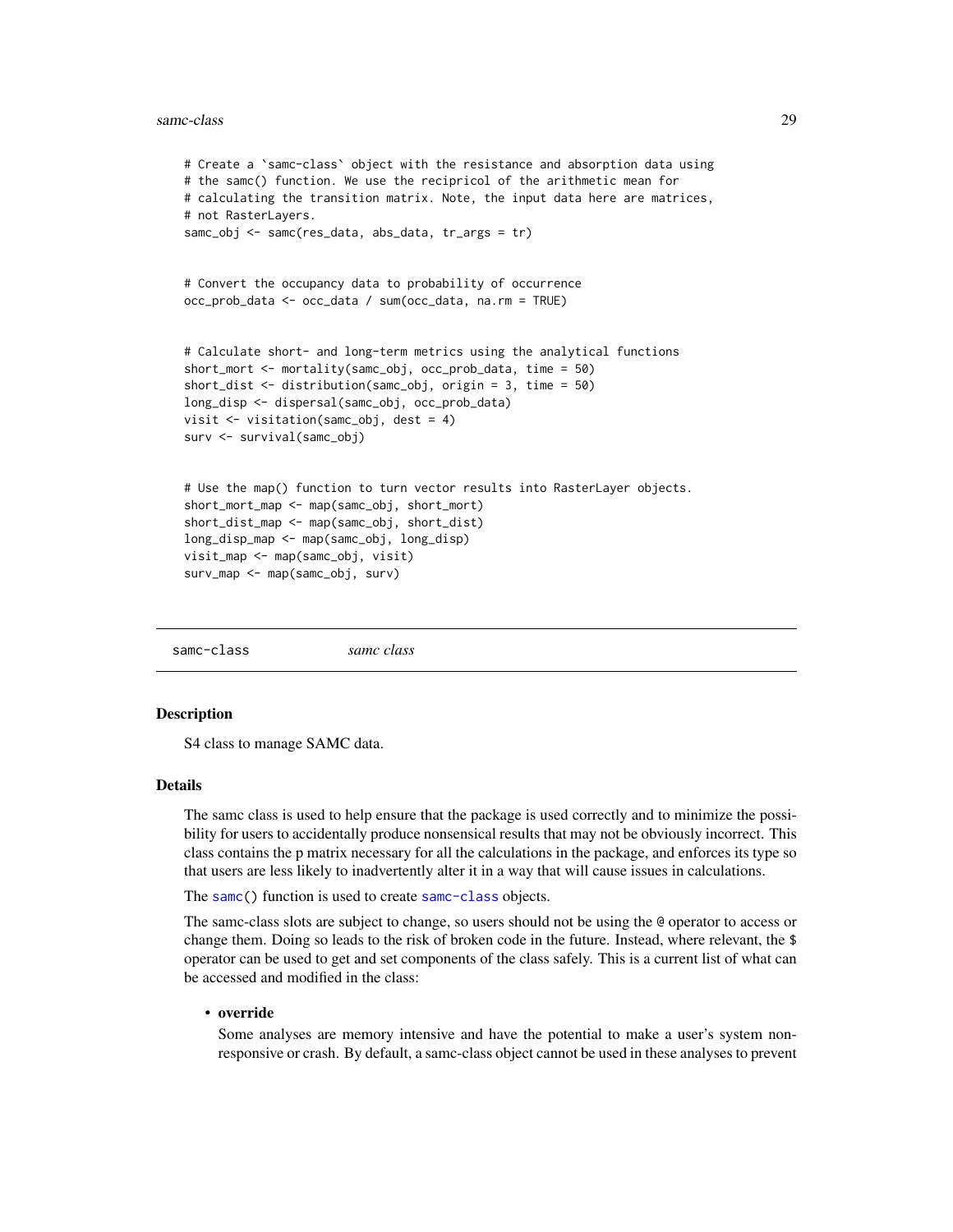```
# Create a `samc-class` object with the resistance and absorption data using
# the samc() function. We use the recipricol of the arithmetic mean for
# calculating the transition matrix. Note, the input data here are matrices,
# not RasterLayers.
samc_obj <- samc(res_data, abs_data, tr_args = tr)


# Convert the occupancy data to probability of occurrence
occ_prob_data <- occ_data / sum(occ_data, na.rm = TRUE)


# Calculate short- and long-term metrics using the analytical functions
short_mort <- mortality(samc_obj, occ_prob_data, time = 50)
short_dist <- distribution(samc_obj, origin = 3, time = 50)
long_disp <- dispersal(samc_obj, occ_prob_data)
visit <- visitation(samc_obj, dest = 4)
surv <- survival(samc_obj)


# Use the map() function to turn vector results into RasterLayer objects.
short_mort_map <- map(samc_obj, short_mort)
short_dist_map <- map(samc_obj, short_dist)
long_disp_map <- map(samc_obj, long_disp)
visit_map <- map(samc_obj, visit)
surv_map <- map(samc_obj, surv)
```

---

## samc-class — *samc class*

### Description

S4 class to manage SAMC data.

### Details

The samc class is used to help ensure that the package is used correctly and to minimize the possibility for users to accidentally produce nonsensical results that may not be obviously incorrect. This class contains the p matrix necessary for all the calculations in the package, and enforces its type so that users are less likely to inadvertently alter it in a way that will cause issues in calculations.

The `samc()` function is used to create `samc-class` objects.

The samc-class slots are subject to change, so users should not be using the `@` operator to access or change them. Doing so leads to the risk of broken code in the future. Instead, where relevant, the `$` operator can be used to get and set components of the class safely. This is a current list of what can be accessed and modified in the class:

- **override**

  Some analyses are memory intensive and have the potential to make a user's system non-responsive or crash. By default, a samc-class object cannot be used in these analyses to prevent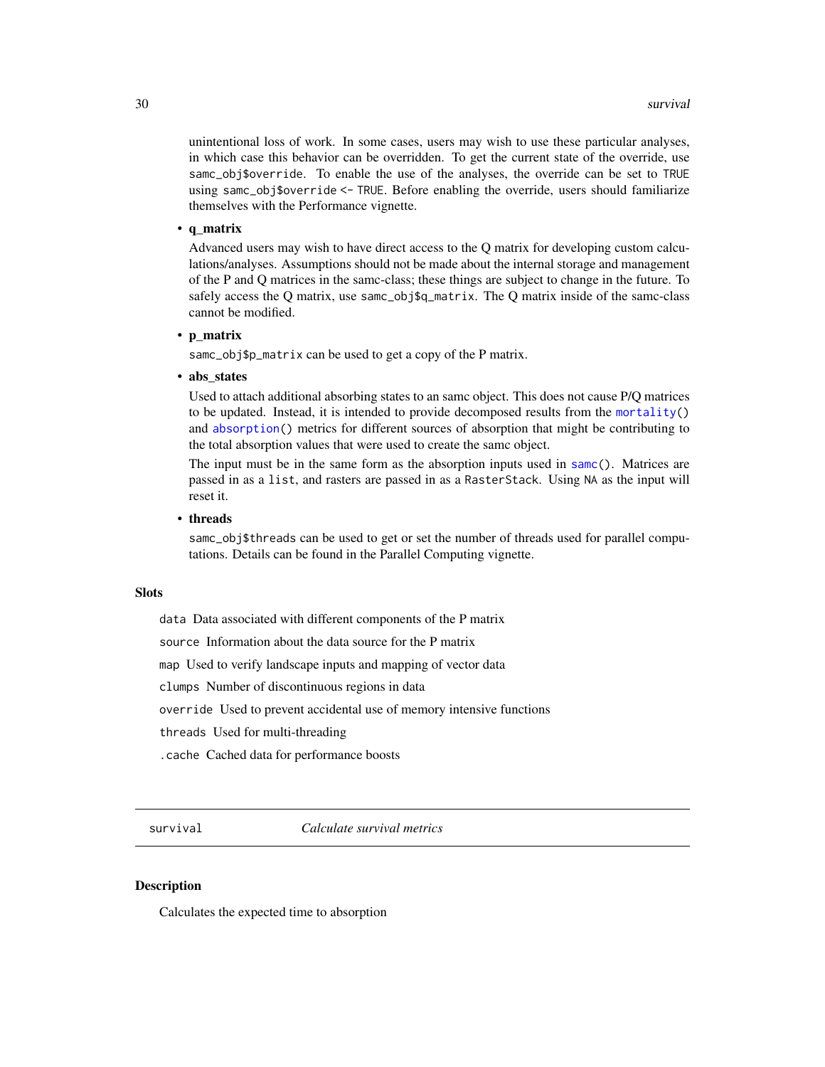unintentional loss of work. In some cases, users may wish to use these particular analyses, in which case this behavior can be overridden. To get the current state of the override, use `samc_obj$override`. To enable the use of the analyses, the override can be set to `TRUE` using `samc_obj$override <- TRUE`. Before enabling the override, users should familiarize themselves with the Performance vignette.

- **q_matrix**

  Advanced users may wish to have direct access to the Q matrix for developing custom calculations/analyses. Assumptions should not be made about the internal storage and management of the P and Q matrices in the samc-class; these things are subject to change in the future. To safely access the Q matrix, use `samc_obj$q_matrix`. The Q matrix inside of the samc-class cannot be modified.

- **p_matrix**

  `samc_obj$p_matrix` can be used to get a copy of the P matrix.

- **abs_states**

  Used to attach additional absorbing states to an samc object. This does not cause P/Q matrices to be updated. Instead, it is intended to provide decomposed results from the `mortality()` and `absorption()` metrics for different sources of absorption that might be contributing to the total absorption values that were used to create the samc object.

  The input must be in the same form as the absorption inputs used in `samc()`. Matrices are passed in as a `list`, and rasters are passed in as a `RasterStack`. Using `NA` as the input will reset it.

- **threads**

  `samc_obj$threads` can be used to get or set the number of threads used for parallel computations. Details can be found in the Parallel Computing vignette.

### Slots

`data` Data associated with different components of the P matrix

`source` Information about the data source for the P matrix

`map` Used to verify landscape inputs and mapping of vector data

`clumps` Number of discontinuous regions in data

`override` Used to prevent accidental use of memory intensive functions

`threads` Used for multi-threading

`.cache` Cached data for performance boosts

---

## survival *Calculate survival metrics*

### Description

Calculates the expected time to absorption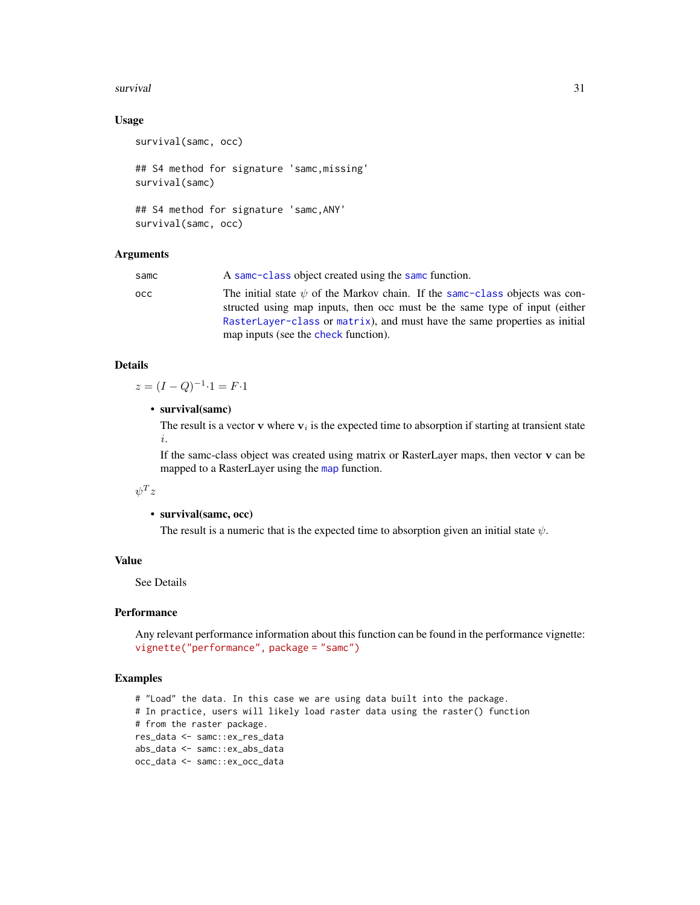## Usage

```
survival(samc, occ)

## S4 method for signature 'samc,missing'
survival(samc)

## S4 method for signature 'samc,ANY'
survival(samc, occ)
```

## Arguments

- `samc` — A `samc-class` object created using the `samc` function.
- `occ` — The initial state $\psi$ of the Markov chain. If the `samc-class` objects was constructed using map inputs, then occ must be the same type of input (either `RasterLayer-class` or `matrix`), and must have the same properties as initial map inputs (see the `check` function).

## Details

$z = (I - Q)^{-1} \cdot 1 = F \cdot 1$

- **survival(samc)**

  The result is a vector $\mathbf{v}$ where $\mathbf{v}_i$ is the expected time to absorption if starting at transient state $i$.

  If the samc-class object was created using matrix or RasterLayer maps, then vector $\mathbf{v}$ can be mapped to a RasterLayer using the `map` function.

$\psi^T z$

- **survival(samc, occ)**

  The result is a numeric that is the expected time to absorption given an initial state $\psi$.

## Value

See Details

## Performance

Any relevant performance information about this function can be found in the performance vignette: `vignette("performance", package = "samc")`

## Examples

```
# "Load" the data. In this case we are using data built into the package.
# In practice, users will likely load raster data using the raster() function
# from the raster package.
res_data <- samc::ex_res_data
abs_data <- samc::ex_abs_data
occ_data <- samc::ex_occ_data
```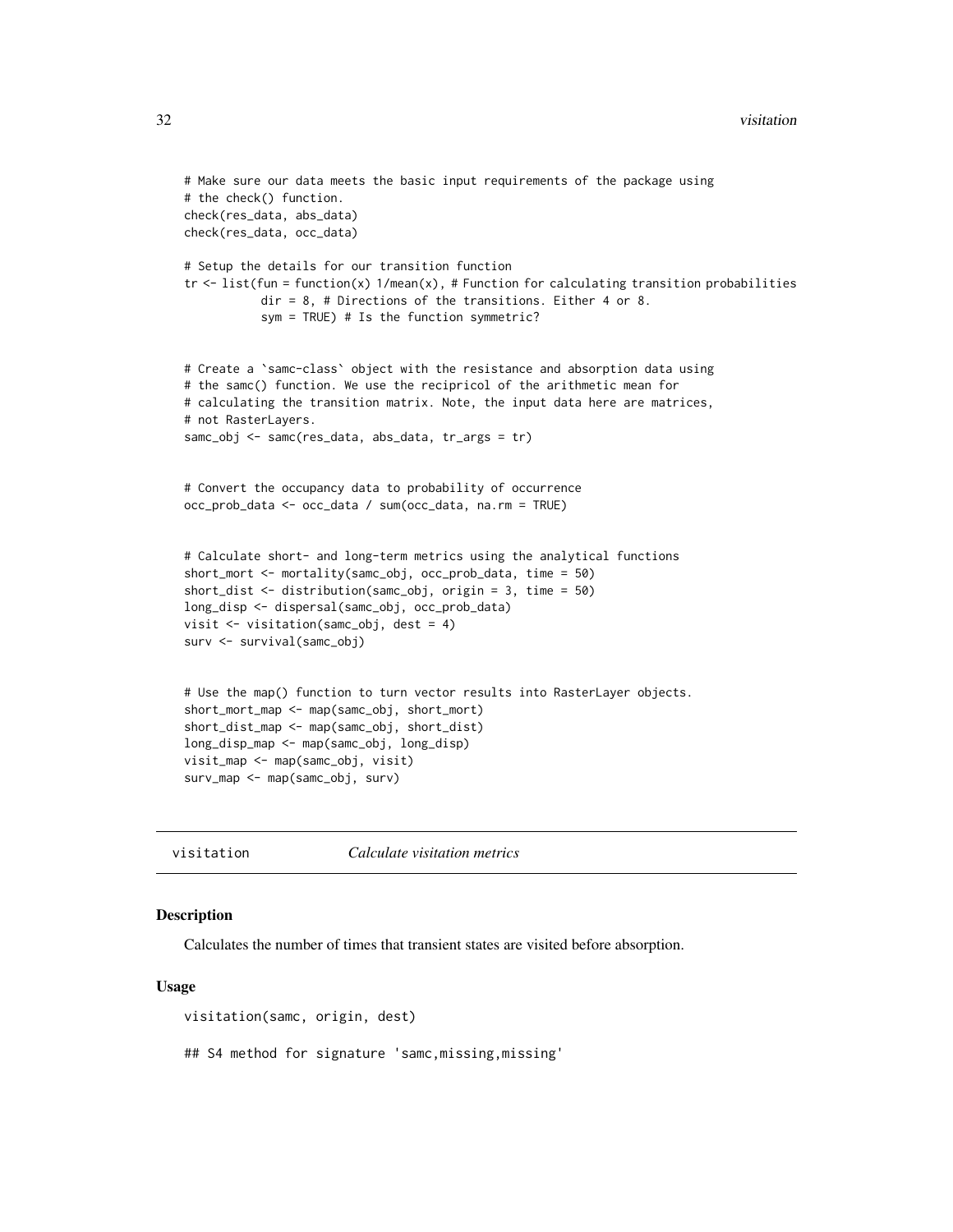```
# Make sure our data meets the basic input requirements of the package using
# the check() function.
check(res_data, abs_data)
check(res_data, occ_data)

# Setup the details for our transition function
tr <- list(fun = function(x) 1/mean(x), # Function for calculating transition probabilities
           dir = 8, # Directions of the transitions. Either 4 or 8.
           sym = TRUE) # Is the function symmetric?


# Create a `samc-class` object with the resistance and absorption data using
# the samc() function. We use the recipricol of the arithmetic mean for
# calculating the transition matrix. Note, the input data here are matrices,
# not RasterLayers.
samc_obj <- samc(res_data, abs_data, tr_args = tr)


# Convert the occupancy data to probability of occurrence
occ_prob_data <- occ_data / sum(occ_data, na.rm = TRUE)


# Calculate short- and long-term metrics using the analytical functions
short_mort <- mortality(samc_obj, occ_prob_data, time = 50)
short_dist <- distribution(samc_obj, origin = 3, time = 50)
long_disp <- dispersal(samc_obj, occ_prob_data)
visit <- visitation(samc_obj, dest = 4)
surv <- survival(samc_obj)


# Use the map() function to turn vector results into RasterLayer objects.
short_mort_map <- map(samc_obj, short_mort)
short_dist_map <- map(samc_obj, short_dist)
long_disp_map <- map(samc_obj, long_disp)
visit_map <- map(samc_obj, visit)
surv_map <- map(samc_obj, surv)
```

---

## visitation — *Calculate visitation metrics*

### Description

Calculates the number of times that transient states are visited before absorption.

### Usage

```
visitation(samc, origin, dest)

## S4 method for signature 'samc,missing,missing'
```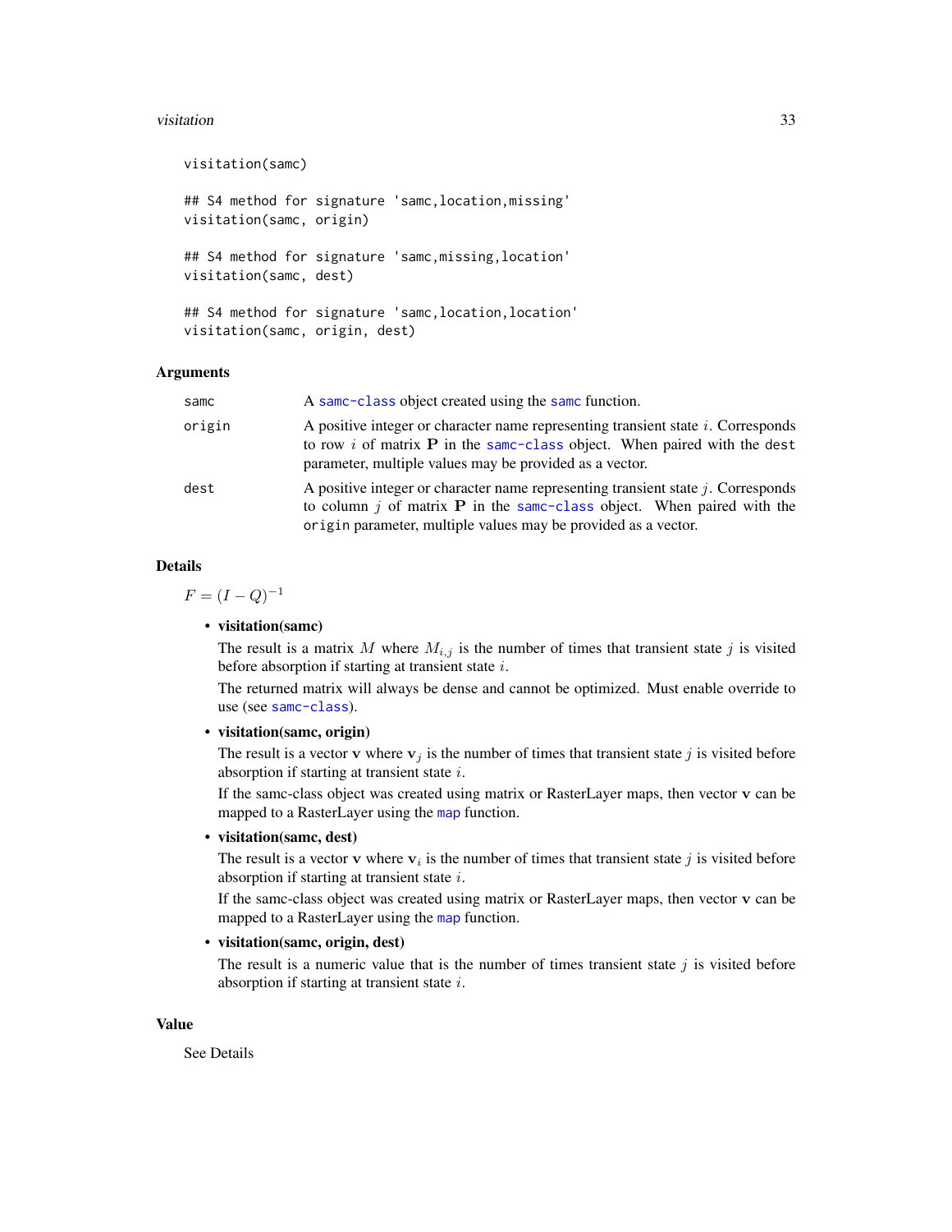```
visitation(samc)

## S4 method for signature 'samc,location,missing'
visitation(samc, origin)

## S4 method for signature 'samc,missing,location'
visitation(samc, dest)

## S4 method for signature 'samc,location,location'
visitation(samc, origin, dest)
```

### Arguments

| | |
|---|---|
| samc | A samc-class object created using the samc function. |
| origin | A positive integer or character name representing transient state $i$. Corresponds to row $i$ of matrix $\mathbf{P}$ in the samc-class object. When paired with the dest parameter, multiple values may be provided as a vector. |
| dest | A positive integer or character name representing transient state $j$. Corresponds to column $j$ of matrix $\mathbf{P}$ in the samc-class object. When paired with the origin parameter, multiple values may be provided as a vector. |

### Details

$F = (I - Q)^{-1}$

- **visitation(samc)**

  The result is a matrix $M$ where $M_{i,j}$ is the number of times that transient state $j$ is visited before absorption if starting at transient state $i$.

  The returned matrix will always be dense and cannot be optimized. Must enable override to use (see samc-class).

- **visitation(samc, origin)**

  The result is a vector $\mathbf{v}$ where $\mathbf{v}_j$ is the number of times that transient state $j$ is visited before absorption if starting at transient state $i$.

  If the samc-class object was created using matrix or RasterLayer maps, then vector $\mathbf{v}$ can be mapped to a RasterLayer using the map function.

- **visitation(samc, dest)**

  The result is a vector $\mathbf{v}$ where $\mathbf{v}_i$ is the number of times that transient state $j$ is visited before absorption if starting at transient state $i$.

  If the samc-class object was created using matrix or RasterLayer maps, then vector $\mathbf{v}$ can be mapped to a RasterLayer using the map function.

- **visitation(samc, origin, dest)**

  The result is a numeric value that is the number of times transient state $j$ is visited before absorption if starting at transient state $i$.

### Value

See Details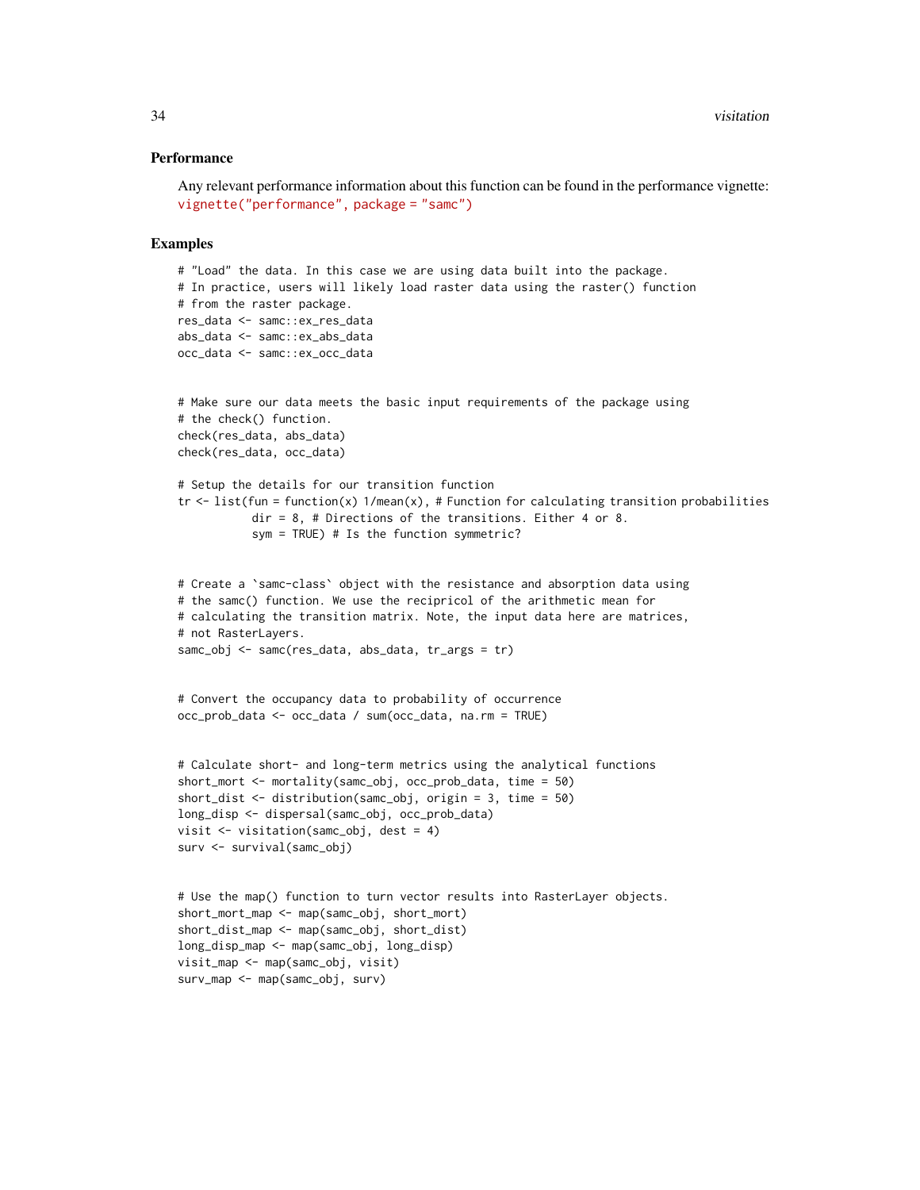### Performance

Any relevant performance information about this function can be found in the performance vignette: `vignette("performance", package = "samc")`

### Examples

```
# "Load" the data. In this case we are using data built into the package.
# In practice, users will likely load raster data using the raster() function
# from the raster package.
res_data <- samc::ex_res_data
abs_data <- samc::ex_abs_data
occ_data <- samc::ex_occ_data


# Make sure our data meets the basic input requirements of the package using
# the check() function.
check(res_data, abs_data)
check(res_data, occ_data)

# Setup the details for our transition function
tr <- list(fun = function(x) 1/mean(x), # Function for calculating transition probabilities
           dir = 8, # Directions of the transitions. Either 4 or 8.
           sym = TRUE) # Is the function symmetric?


# Create a `samc-class` object with the resistance and absorption data using
# the samc() function. We use the recipricol of the arithmetic mean for
# calculating the transition matrix. Note, the input data here are matrices,
# not RasterLayers.
samc_obj <- samc(res_data, abs_data, tr_args = tr)


# Convert the occupancy data to probability of occurrence
occ_prob_data <- occ_data / sum(occ_data, na.rm = TRUE)


# Calculate short- and long-term metrics using the analytical functions
short_mort <- mortality(samc_obj, occ_prob_data, time = 50)
short_dist <- distribution(samc_obj, origin = 3, time = 50)
long_disp <- dispersal(samc_obj, occ_prob_data)
visit <- visitation(samc_obj, dest = 4)
surv <- survival(samc_obj)


# Use the map() function to turn vector results into RasterLayer objects.
short_mort_map <- map(samc_obj, short_mort)
short_dist_map <- map(samc_obj, short_dist)
long_disp_map <- map(samc_obj, long_disp)
visit_map <- map(samc_obj, visit)
surv_map <- map(samc_obj, surv)
```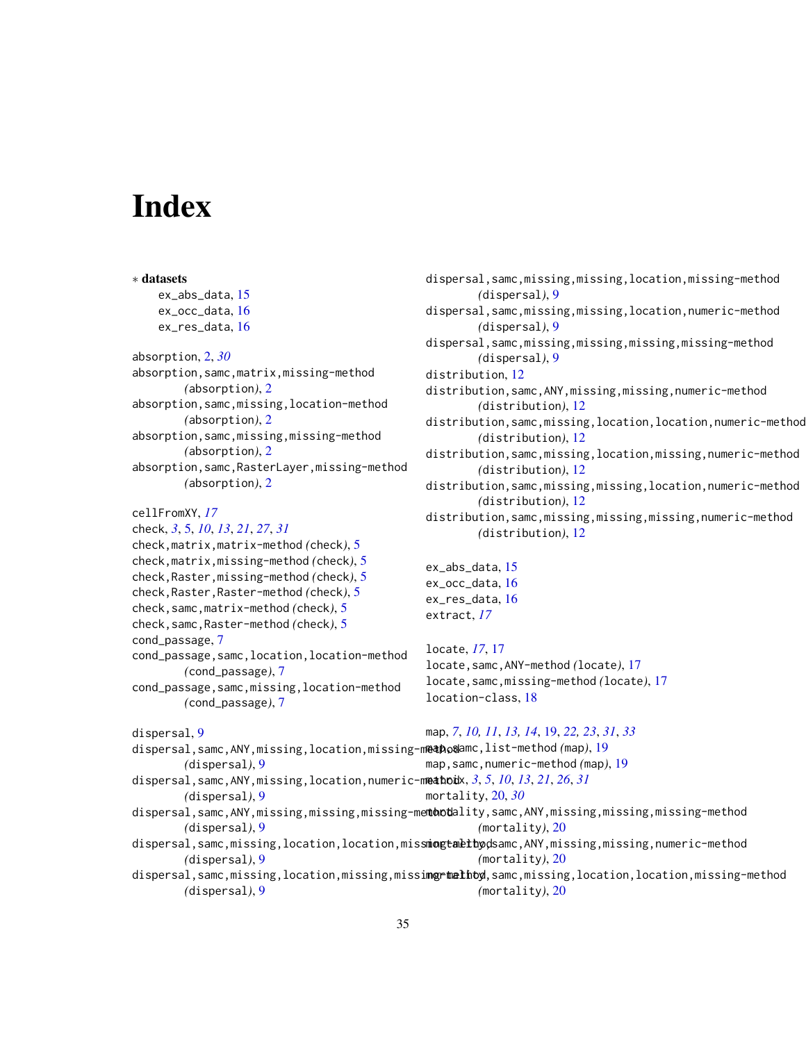# Index

∗ **datasets**
- ex_abs_data, 15
- ex_occ_data, 16
- ex_res_data, 16

absorption, 2, *30*
absorption,samc,matrix,missing-method *(absorption)*, 2
absorption,samc,missing,location-method *(absorption)*, 2
absorption,samc,missing,missing-method *(absorption)*, 2
absorption,samc,RasterLayer,missing-method *(absorption)*, 2

cellFromXY, *17*
check, *3*, *5*, *10*, *13*, *21*, *27*, *31*
check,matrix,matrix-method *(check)*, 5
check,matrix,missing-method *(check)*, 5
check,Raster,missing-method *(check)*, 5
check,Raster,Raster-method *(check)*, 5
check,samc,matrix-method *(check)*, 5
check,samc,Raster-method *(check)*, 5
cond_passage, 7
cond_passage,samc,location,location-method *(cond_passage)*, 7
cond_passage,samc,missing,location-method *(cond_passage)*, 7

dispersal, 9
dispersal,samc,ANY,missing,location,missing-method *(dispersal)*, 9
dispersal,samc,ANY,missing,location,numeric-method *(dispersal)*, 9
dispersal,samc,ANY,missing,missing,missing-method *(dispersal)*, 9
dispersal,samc,missing,location,location,missing-method *(dispersal)*, 9
dispersal,samc,missing,location,missing,missing-method *(dispersal)*, 9
dispersal,samc,missing,missing,location,missing-method *(dispersal)*, 9
dispersal,samc,missing,missing,location,numeric-method *(dispersal)*, 9
dispersal,samc,missing,missing,missing,missing-method *(dispersal)*, 9
distribution, 12
distribution,samc,ANY,missing,missing,numeric-method *(distribution)*, 12
distribution,samc,missing,location,location,numeric-method *(distribution)*, 12
distribution,samc,missing,location,missing,numeric-method *(distribution)*, 12
distribution,samc,missing,missing,location,numeric-method *(distribution)*, 12
distribution,samc,missing,missing,missing,numeric-method *(distribution)*, 12

ex_abs_data, 15
ex_occ_data, 16
ex_res_data, 16
extract, *17*

locate, *17*, 17
locate,samc,ANY-method *(locate)*, 17
locate,samc,missing-method *(locate)*, 17
location-class, 18

map, *7*, *10, 11*, *13, 14*, 19, *22, 23*, *31*, *33*
map,samc,list-method *(map)*, 19
map,samc,numeric-method *(map)*, 19
matrix, *3*, *5*, *10*, *13*, *21*, *26*, *31*
mortality, 20, *30*
mortality,samc,ANY,missing,missing,missing-method *(mortality)*, 20
mortality,samc,ANY,missing,missing,numeric-method *(mortality)*, 20
mortality,samc,missing,location,location,missing-method *(mortality)*, 20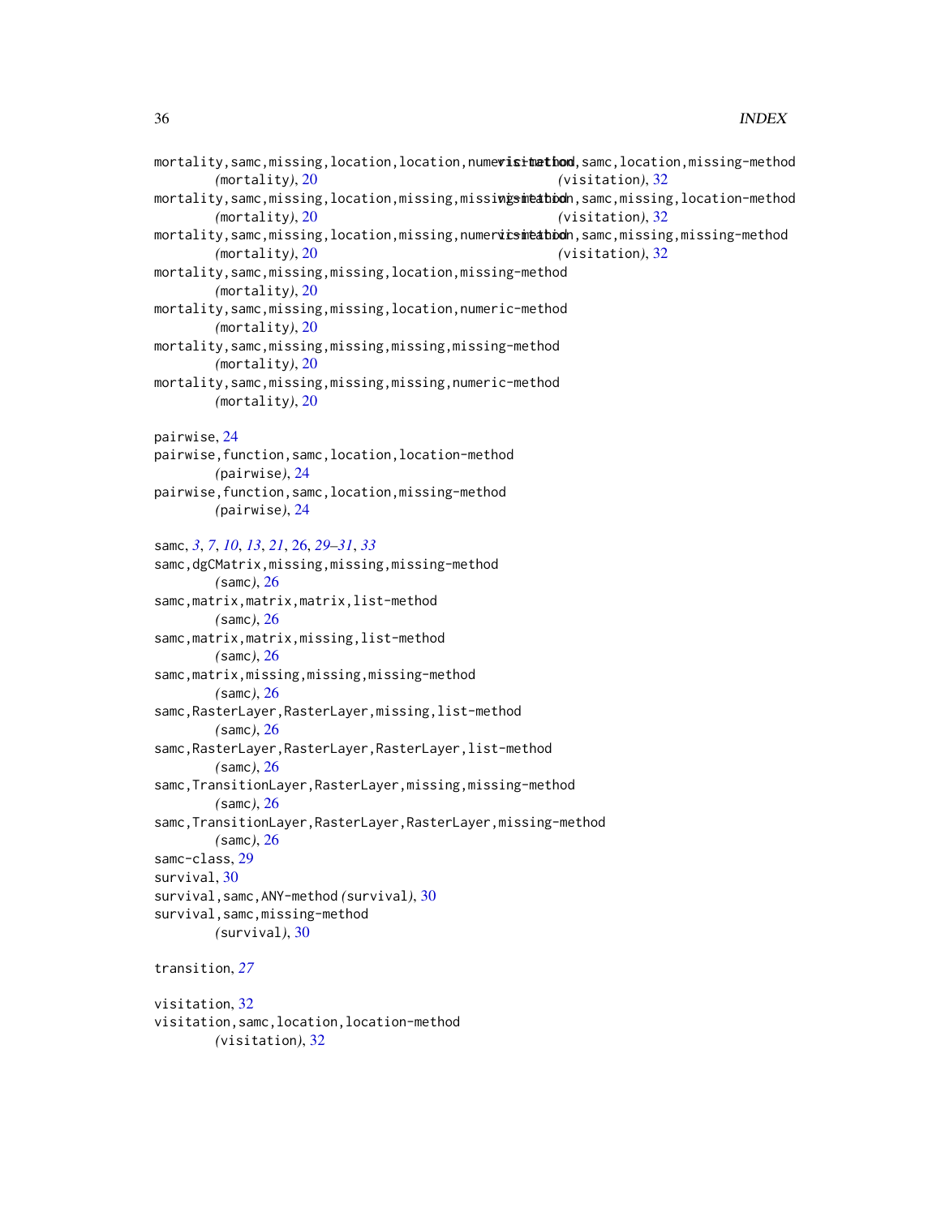mortality,samc,missing,location,location,numeric-method
(mortality), 20
mortality,samc,missing,location,missing,missing-method
(mortality), 20
mortality,samc,missing,location,missing,numeric-method
(mortality), 20
mortality,samc,missing,missing,location,missing-method
(mortality), 20
mortality,samc,missing,missing,location,numeric-method
(mortality), 20
mortality,samc,missing,missing,missing,missing-method
(mortality), 20
mortality,samc,missing,missing,missing,numeric-method
(mortality), 20

pairwise, 24
pairwise,function,samc,location,location-method
(pairwise), 24
pairwise,function,samc,location,missing-method
(pairwise), 24

samc, *3*, *7*, *10*, *13*, *21*, 26, *29–31*, *33*
samc,dgCMatrix,missing,missing,missing-method
(samc), 26
samc,matrix,matrix,matrix,list-method
(samc), 26
samc,matrix,matrix,missing,list-method
(samc), 26
samc,matrix,missing,missing,missing-method
(samc), 26
samc,RasterLayer,RasterLayer,missing,list-method
(samc), 26
samc,RasterLayer,RasterLayer,RasterLayer,list-method
(samc), 26
samc,TransitionLayer,RasterLayer,missing,missing-method
(samc), 26
samc,TransitionLayer,RasterLayer,RasterLayer,missing-method
(samc), 26
samc-class, 29
survival, 30
survival,samc,ANY-method (survival), 30
survival,samc,missing-method
(survival), 30

transition, *27*

visitation, 32
visitation,samc,location,location-method
(visitation), 32
visitation,samc,location,missing-method
(visitation), 32
visitation,samc,missing,location-method
(visitation), 32
visitation,samc,missing,missing-method
(visitation), 32